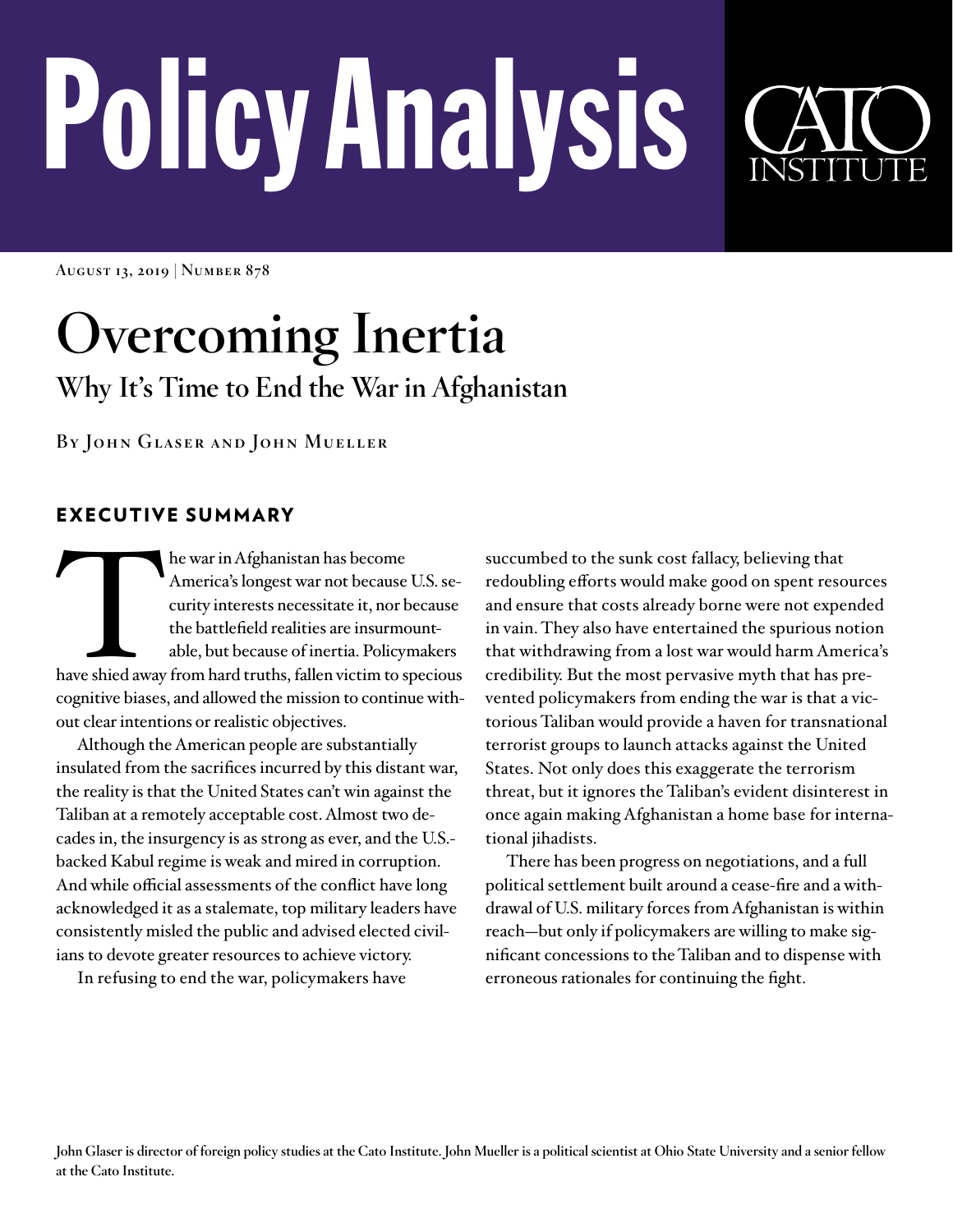# Policy Analysis

August 13, 2019 | Number 878

# Overcoming Inertia

## Why It's Time to End the War in Afghanistan

By John Glaser and John Mueller

## EXECUTIVE SUMMARY

The war in Afghanistan has become America's longest war not because U.S. security interests necessitate it, nor because the battlefield realities are insurmountable, but because of inertia. Policymakers have shied away from hard truths, fallen victim to specious cognitive biases, and allowed the mission to continue without clear intentions or realistic objectives.

Although the American people are substantially insulated from the sacrifices incurred by this distant war, the reality is that the United States can't win against the Taliban at a remotely acceptable cost. Almost two decades in, the insurgency is as strong as ever, and the U.S.-backed Kabul regime is weak and mired in corruption. And while official assessments of the conflict have long acknowledged it as a stalemate, top military leaders have consistently misled the public and advised elected civilians to devote greater resources to achieve victory.

In refusing to end the war, policymakers have succumbed to the sunk cost fallacy, believing that redoubling efforts would make good on spent resources and ensure that costs already borne were not expended in vain. They also have entertained the spurious notion that withdrawing from a lost war would harm America's credibility. But the most pervasive myth that has prevented policymakers from ending the war is that a victorious Taliban would provide a haven for transnational terrorist groups to launch attacks against the United States. Not only does this exaggerate the terrorism threat, but it ignores the Taliban's evident disinterest in once again making Afghanistan a home base for international jihadists.

There has been progress on negotiations, and a full political settlement built around a cease-fire and a withdrawal of U.S. military forces from Afghanistan is within reach—but only if policymakers are willing to make significant concessions to the Taliban and to dispense with erroneous rationales for continuing the fight.

John Glaser is director of foreign policy studies at the Cato Institute. John Mueller is a political scientist at Ohio State University and a senior fellow at the Cato Institute.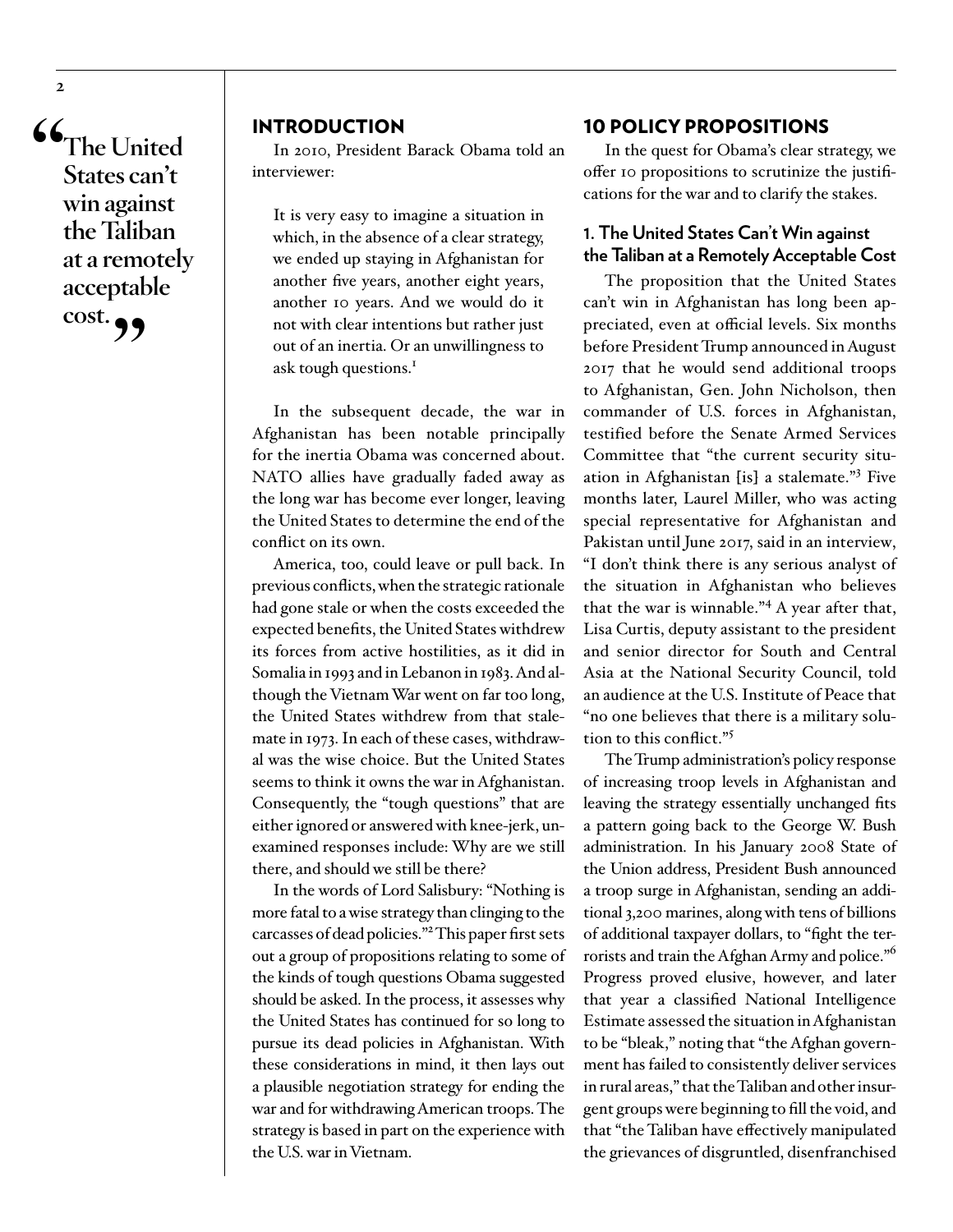> "The United States can't win against the Taliban at a remotely acceptable cost."

## INTRODUCTION

In 2010, President Barack Obama told an interviewer:

> It is very easy to imagine a situation in which, in the absence of a clear strategy, we ended up staying in Afghanistan for another five years, another eight years, another 10 years. And we would do it not with clear intentions but rather just out of an inertia. Or an unwillingness to ask tough questions.[1]

In the subsequent decade, the war in Afghanistan has been notable principally for the inertia Obama was concerned about. NATO allies have gradually faded away as the long war has become ever longer, leaving the United States to determine the end of the conflict on its own.

America, too, could leave or pull back. In previous conflicts, when the strategic rationale had gone stale or when the costs exceeded the expected benefits, the United States withdrew its forces from active hostilities, as it did in Somalia in 1993 and in Lebanon in 1983. And although the Vietnam War went on far too long, the United States withdrew from that stalemate in 1973. In each of these cases, withdrawal was the wise choice. But the United States seems to think it owns the war in Afghanistan. Consequently, the "tough questions" that are either ignored or answered with knee-jerk, unexamined responses include: Why are we still there, and should we still be there?

In the words of Lord Salisbury: "Nothing is more fatal to a wise strategy than clinging to the carcasses of dead policies."[2] This paper first sets out a group of propositions relating to some of the kinds of tough questions Obama suggested should be asked. In the process, it assesses why the United States has continued for so long to pursue its dead policies in Afghanistan. With these considerations in mind, it then lays out a plausible negotiation strategy for ending the war and for withdrawing American troops. The strategy is based in part on the experience with the U.S. war in Vietnam.

## 10 POLICY PROPOSITIONS

In the quest for Obama's clear strategy, we offer 10 propositions to scrutinize the justifications for the war and to clarify the stakes.

### 1. The United States Can't Win against the Taliban at a Remotely Acceptable Cost

The proposition that the United States can't win in Afghanistan has long been appreciated, even at official levels. Six months before President Trump announced in August 2017 that he would send additional troops to Afghanistan, Gen. John Nicholson, then commander of U.S. forces in Afghanistan, testified before the Senate Armed Services Committee that "the current security situation in Afghanistan [is] a stalemate."[3] Five months later, Laurel Miller, who was acting special representative for Afghanistan and Pakistan until June 2017, said in an interview, "I don't think there is any serious analyst of the situation in Afghanistan who believes that the war is winnable."[4] A year after that, Lisa Curtis, deputy assistant to the president and senior director for South and Central Asia at the National Security Council, told an audience at the U.S. Institute of Peace that "no one believes that there is a military solution to this conflict."[5]

The Trump administration's policy response of increasing troop levels in Afghanistan and leaving the strategy essentially unchanged fits a pattern going back to the George W. Bush administration. In his January 2008 State of the Union address, President Bush announced a troop surge in Afghanistan, sending an additional 3,200 marines, along with tens of billions of additional taxpayer dollars, to "fight the terrorists and train the Afghan Army and police."[6] Progress proved elusive, however, and later that year a classified National Intelligence Estimate assessed the situation in Afghanistan to be "bleak," noting that "the Afghan government has failed to consistently deliver services in rural areas," that the Taliban and other insurgent groups were beginning to fill the void, and that "the Taliban have effectively manipulated the grievances of disgruntled, disenfranchised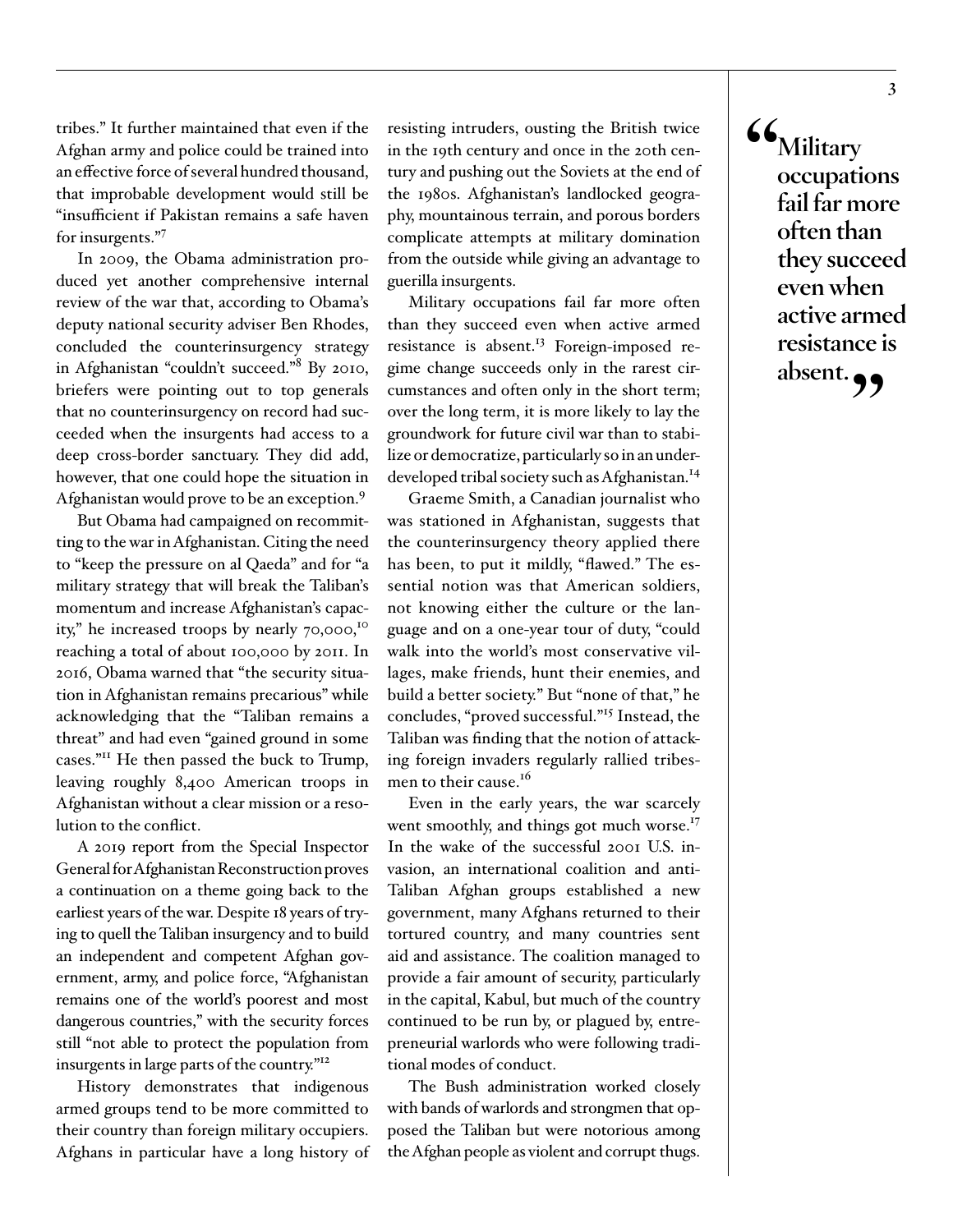tribes." It further maintained that even if the Afghan army and police could be trained into an effective force of several hundred thousand, that improbable development would still be "insufficient if Pakistan remains a safe haven for insurgents."[7]

In 2009, the Obama administration produced yet another comprehensive internal review of the war that, according to Obama's deputy national security adviser Ben Rhodes, concluded the counterinsurgency strategy in Afghanistan "couldn't succeed."[8] By 2010, briefers were pointing out to top generals that no counterinsurgency on record had succeeded when the insurgents had access to a deep cross-border sanctuary. They did add, however, that one could hope the situation in Afghanistan would prove to be an exception.[9]

But Obama had campaigned on recommitting to the war in Afghanistan. Citing the need to "keep the pressure on al Qaeda" and for "a military strategy that will break the Taliban's momentum and increase Afghanistan's capacity," he increased troops by nearly 70,000,[10] reaching a total of about 100,000 by 2011. In 2016, Obama warned that "the security situation in Afghanistan remains precarious" while acknowledging that the "Taliban remains a threat" and had even "gained ground in some cases."[11] He then passed the buck to Trump, leaving roughly 8,400 American troops in Afghanistan without a clear mission or a resolution to the conflict.

A 2019 report from the Special Inspector General for Afghanistan Reconstruction proves a continuation on a theme going back to the earliest years of the war. Despite 18 years of trying to quell the Taliban insurgency and to build an independent and competent Afghan government, army, and police force, "Afghanistan remains one of the world's poorest and most dangerous countries," with the security forces still "not able to protect the population from insurgents in large parts of the country."[12]

History demonstrates that indigenous armed groups tend to be more committed to their country than foreign military occupiers. Afghans in particular have a long history of resisting intruders, ousting the British twice in the 19th century and once in the 20th century and pushing out the Soviets at the end of the 1980s. Afghanistan's landlocked geography, mountainous terrain, and porous borders complicate attempts at military domination from the outside while giving an advantage to guerilla insurgents.

Military occupations fail far more often than they succeed even when active armed resistance is absent.[13] Foreign-imposed regime change succeeds only in the rarest circumstances and often only in the short term; over the long term, it is more likely to lay the groundwork for future civil war than to stabilize or democratize, particularly so in an underdeveloped tribal society such as Afghanistan.[14]

Graeme Smith, a Canadian journalist who was stationed in Afghanistan, suggests that the counterinsurgency theory applied there has been, to put it mildly, "flawed." The essential notion was that American soldiers, not knowing either the culture or the language and on a one-year tour of duty, "could walk into the world's most conservative villages, make friends, hunt their enemies, and build a better society." But "none of that," he concludes, "proved successful."[15] Instead, the Taliban was finding that the notion of attacking foreign invaders regularly rallied tribesmen to their cause.[16]

Even in the early years, the war scarcely went smoothly, and things got much worse.[17] In the wake of the successful 2001 U.S. invasion, an international coalition and anti-Taliban Afghan groups established a new government, many Afghans returned to their tortured country, and many countries sent aid and assistance. The coalition managed to provide a fair amount of security, particularly in the capital, Kabul, but much of the country continued to be run by, or plagued by, entrepreneurial warlords who were following traditional modes of conduct.

The Bush administration worked closely with bands of warlords and strongmen that opposed the Taliban but were notorious among the Afghan people as violent and corrupt thugs.

> **"Military occupations fail far more often than they succeed even when active armed resistance is absent."**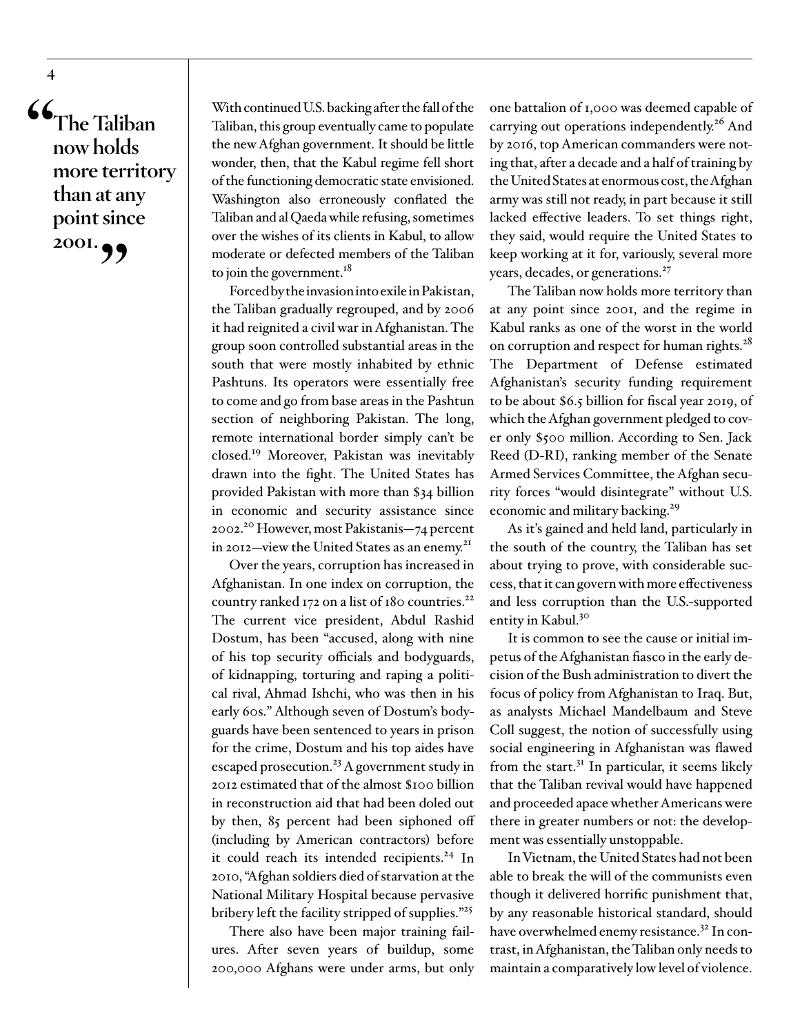> "The Taliban now holds more territory than at any point since 2001."

With continued U.S. backing after the fall of the Taliban, this group eventually came to populate the new Afghan government. It should be little wonder, then, that the Kabul regime fell short of the functioning democratic state envisioned. Washington also erroneously conflated the Taliban and al Qaeda while refusing, sometimes over the wishes of its clients in Kabul, to allow moderate or defected members of the Taliban to join the government.[18]

Forced by the invasion into exile in Pakistan, the Taliban gradually regrouped, and by 2006 it had reignited a civil war in Afghanistan. The group soon controlled substantial areas in the south that were mostly inhabited by ethnic Pashtuns. Its operators were essentially free to come and go from base areas in the Pashtun section of neighboring Pakistan. The long, remote international border simply can't be closed.[19] Moreover, Pakistan was inevitably drawn into the fight. The United States has provided Pakistan with more than $34 billion in economic and security assistance since 2002.[20] However, most Pakistanis—74 percent in 2012—view the United States as an enemy.[21]

Over the years, corruption has increased in Afghanistan. In one index on corruption, the country ranked 172 on a list of 180 countries.[22] The current vice president, Abdul Rashid Dostum, has been "accused, along with nine of his top security officials and bodyguards, of kidnapping, torturing and raping a political rival, Ahmad Ishchi, who was then in his early 60s." Although seven of Dostum's bodyguards have been sentenced to years in prison for the crime, Dostum and his top aides have escaped prosecution.[23] A government study in 2012 estimated that of the almost $100 billion in reconstruction aid that had been doled out by then, 85 percent had been siphoned off (including by American contractors) before it could reach its intended recipients.[24] In 2010, "Afghan soldiers died of starvation at the National Military Hospital because pervasive bribery left the facility stripped of supplies."[25]

There also have been major training failures. After seven years of buildup, some 200,000 Afghans were under arms, but only one battalion of 1,000 was deemed capable of carrying out operations independently.[26] And by 2016, top American commanders were noting that, after a decade and a half of training by the United States at enormous cost, the Afghan army was still not ready, in part because it still lacked effective leaders. To set things right, they said, would require the United States to keep working at it for, variously, several more years, decades, or generations.[27]

The Taliban now holds more territory than at any point since 2001, and the regime in Kabul ranks as one of the worst in the world on corruption and respect for human rights.[28] The Department of Defense estimated Afghanistan's security funding requirement to be about $6.5 billion for fiscal year 2019, of which the Afghan government pledged to cover only $500 million. According to Sen. Jack Reed (D-RI), ranking member of the Senate Armed Services Committee, the Afghan security forces "would disintegrate" without U.S. economic and military backing.[29]

As it's gained and held land, particularly in the south of the country, the Taliban has set about trying to prove, with considerable success, that it can govern with more effectiveness and less corruption than the U.S.-supported entity in Kabul.[30]

It is common to see the cause or initial impetus of the Afghanistan fiasco in the early decision of the Bush administration to divert the focus of policy from Afghanistan to Iraq. But, as analysts Michael Mandelbaum and Steve Coll suggest, the notion of successfully using social engineering in Afghanistan was flawed from the start.[31] In particular, it seems likely that the Taliban revival would have happened and proceeded apace whether Americans were there in greater numbers or not: the development was essentially unstoppable.

In Vietnam, the United States had not been able to break the will of the communists even though it delivered horrific punishment that, by any reasonable historical standard, should have overwhelmed enemy resistance.[32] In contrast, in Afghanistan, the Taliban only needs to maintain a comparatively low level of violence.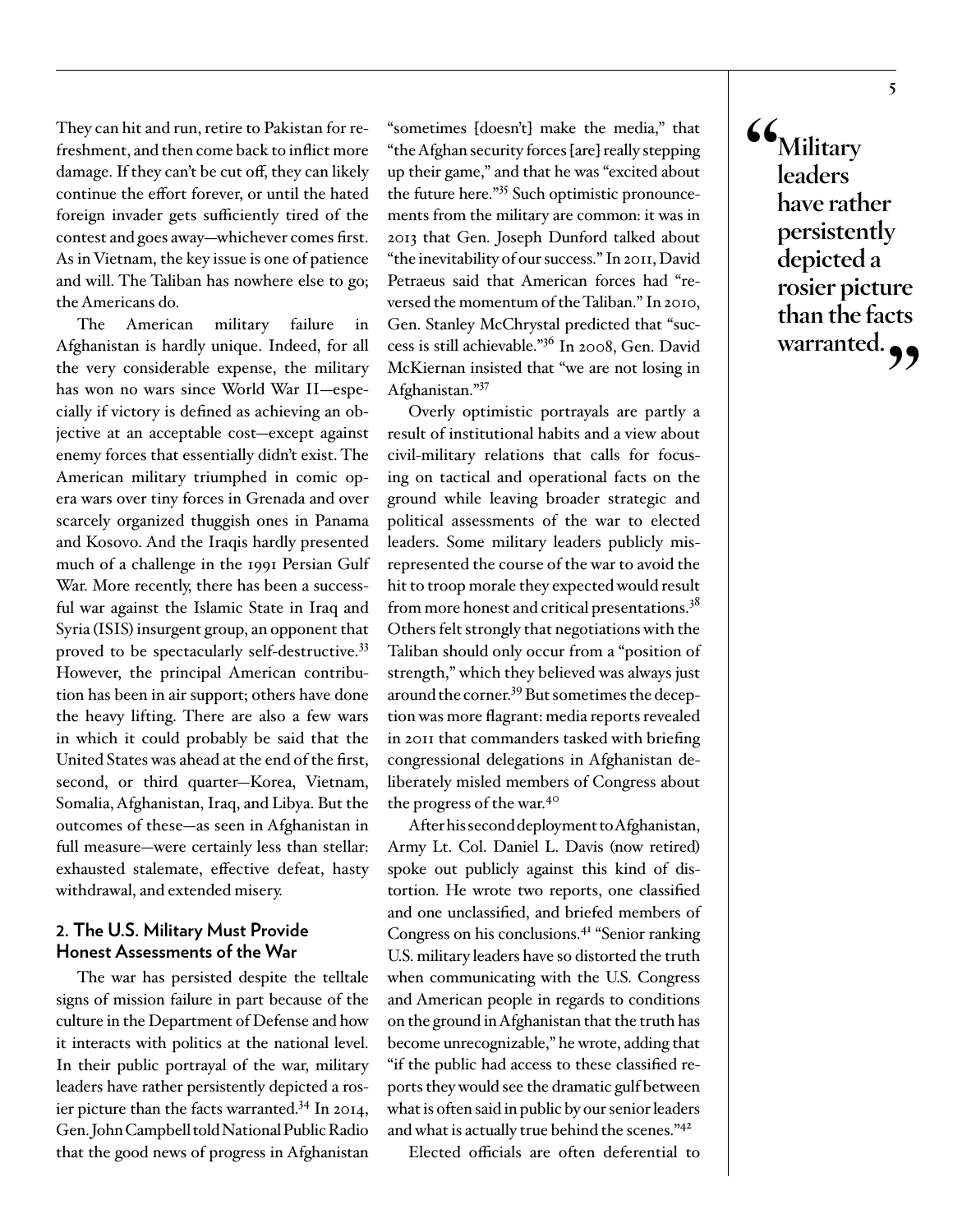They can hit and run, retire to Pakistan for refreshment, and then come back to inflict more damage. If they can't be cut off, they can likely continue the effort forever, or until the hated foreign invader gets sufficiently tired of the contest and goes away—whichever comes first. As in Vietnam, the key issue is one of patience and will. The Taliban has nowhere else to go; the Americans do.

The American military failure in Afghanistan is hardly unique. Indeed, for all the very considerable expense, the military has won no wars since World War II—especially if victory is defined as achieving an objective at an acceptable cost—except against enemy forces that essentially didn't exist. The American military triumphed in comic opera wars over tiny forces in Grenada and over scarcely organized thuggish ones in Panama and Kosovo. And the Iraqis hardly presented much of a challenge in the 1991 Persian Gulf War. More recently, there has been a successful war against the Islamic State in Iraq and Syria (ISIS) insurgent group, an opponent that proved to be spectacularly self-destructive.[33] However, the principal American contribution has been in air support; others have done the heavy lifting. There are also a few wars in which it could probably be said that the United States was ahead at the end of the first, second, or third quarter—Korea, Vietnam, Somalia, Afghanistan, Iraq, and Libya. But the outcomes of these—as seen in Afghanistan in full measure—were certainly less than stellar: exhausted stalemate, effective defeat, hasty withdrawal, and extended misery.

## 2. The U.S. Military Must Provide Honest Assessments of the War

The war has persisted despite the telltale signs of mission failure in part because of the culture in the Department of Defense and how it interacts with politics at the national level. In their public portrayal of the war, military leaders have rather persistently depicted a rosier picture than the facts warranted.[34] In 2014, Gen. John Campbell told National Public Radio that the good news of progress in Afghanistan "sometimes [doesn't] make the media," that "the Afghan security forces [are] really stepping up their game," and that he was "excited about the future here."[35] Such optimistic pronouncements from the military are common: it was in 2013 that Gen. Joseph Dunford talked about "the inevitability of our success." In 2011, David Petraeus said that American forces had "reversed the momentum of the Taliban." In 2010, Gen. Stanley McChrystal predicted that "success is still achievable."[36] In 2008, Gen. David McKiernan insisted that "we are not losing in Afghanistan."[37]

> **"Military leaders have rather persistently depicted a rosier picture than the facts warranted."**

Overly optimistic portrayals are partly a result of institutional habits and a view about civil-military relations that calls for focusing on tactical and operational facts on the ground while leaving broader strategic and political assessments of the war to elected leaders. Some military leaders publicly misrepresented the course of the war to avoid the hit to troop morale they expected would result from more honest and critical presentations.[38] Others felt strongly that negotiations with the Taliban should only occur from a "position of strength," which they believed was always just around the corner.[39] But sometimes the deception was more flagrant: media reports revealed in 2011 that commanders tasked with briefing congressional delegations in Afghanistan deliberately misled members of Congress about the progress of the war.[40]

After his second deployment to Afghanistan, Army Lt. Col. Daniel L. Davis (now retired) spoke out publicly against this kind of distortion. He wrote two reports, one classified and one unclassified, and briefed members of Congress on his conclusions.[41] "Senior ranking U.S. military leaders have so distorted the truth when communicating with the U.S. Congress and American people in regards to conditions on the ground in Afghanistan that the truth has become unrecognizable," he wrote, adding that "if the public had access to these classified reports they would see the dramatic gulf between what is often said in public by our senior leaders and what is actually true behind the scenes."[42]

Elected officials are often deferential to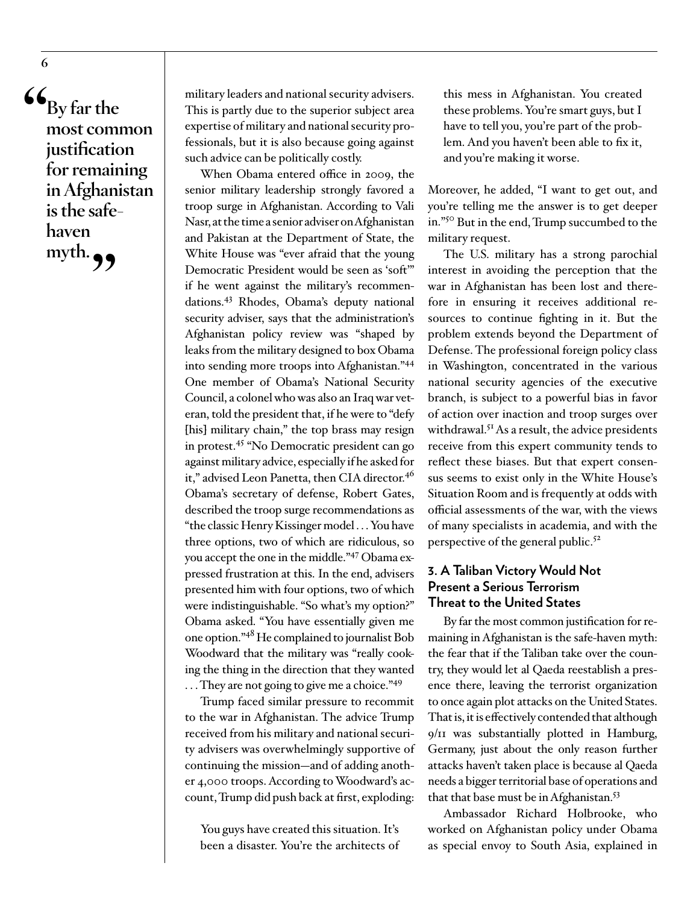> "By far the most common justification for remaining in Afghanistan is the safe-haven myth."

military leaders and national security advisers. This is partly due to the superior subject area expertise of military and national security professionals, but it is also because going against such advice can be politically costly.

When Obama entered office in 2009, the senior military leadership strongly favored a troop surge in Afghanistan. According to Vali Nasr, at the time a senior adviser on Afghanistan and Pakistan at the Department of State, the White House was "ever afraid that the young Democratic President would be seen as 'soft'" if he went against the military's recommendations.[43] Rhodes, Obama's deputy national security adviser, says that the administration's Afghanistan policy review was "shaped by leaks from the military designed to box Obama into sending more troops into Afghanistan."[44] One member of Obama's National Security Council, a colonel who was also an Iraq war veteran, told the president that, if he were to "defy [his] military chain," the top brass may resign in protest.[45] "No Democratic president can go against military advice, especially if he asked for it," advised Leon Panetta, then CIA director.[46] Obama's secretary of defense, Robert Gates, described the troop surge recommendations as "the classic Henry Kissinger model . . . You have three options, two of which are ridiculous, so you accept the one in the middle."[47] Obama expressed frustration at this. In the end, advisers presented him with four options, two of which were indistinguishable. "So what's my option?" Obama asked. "You have essentially given me one option."[48] He complained to journalist Bob Woodward that the military was "really cooking the thing in the direction that they wanted . . . They are not going to give me a choice."[49]

Trump faced similar pressure to recommit to the war in Afghanistan. The advice Trump received from his military and national security advisers was overwhelmingly supportive of continuing the mission—and of adding another 4,000 troops. According to Woodward's account, Trump did push back at first, exploding:

> You guys have created this situation. It's been a disaster. You're the architects of this mess in Afghanistan. You created these problems. You're smart guys, but I have to tell you, you're part of the problem. And you haven't been able to fix it, and you're making it worse.

Moreover, he added, "I want to get out, and you're telling me the answer is to get deeper in."[50] But in the end, Trump succumbed to the military request.

The U.S. military has a strong parochial interest in avoiding the perception that the war in Afghanistan has been lost and therefore in ensuring it receives additional resources to continue fighting in it. But the problem extends beyond the Department of Defense. The professional foreign policy class in Washington, concentrated in the various national security agencies of the executive branch, is subject to a powerful bias in favor of action over inaction and troop surges over withdrawal.[51] As a result, the advice presidents receive from this expert community tends to reflect these biases. But that expert consensus seems to exist only in the White House's Situation Room and is frequently at odds with official assessments of the war, with the views of many specialists in academia, and with the perspective of the general public.[52]

### 3. A Taliban Victory Would Not Present a Serious Terrorism Threat to the United States

By far the most common justification for remaining in Afghanistan is the safe-haven myth: the fear that if the Taliban take over the country, they would let al Qaeda reestablish a presence there, leaving the terrorist organization to once again plot attacks on the United States. That is, it is effectively contended that although 9/11 was substantially plotted in Hamburg, Germany, just about the only reason further attacks haven't taken place is because al Qaeda needs a bigger territorial base of operations and that that base must be in Afghanistan.[53]

Ambassador Richard Holbrooke, who worked on Afghanistan policy under Obama as special envoy to South Asia, explained in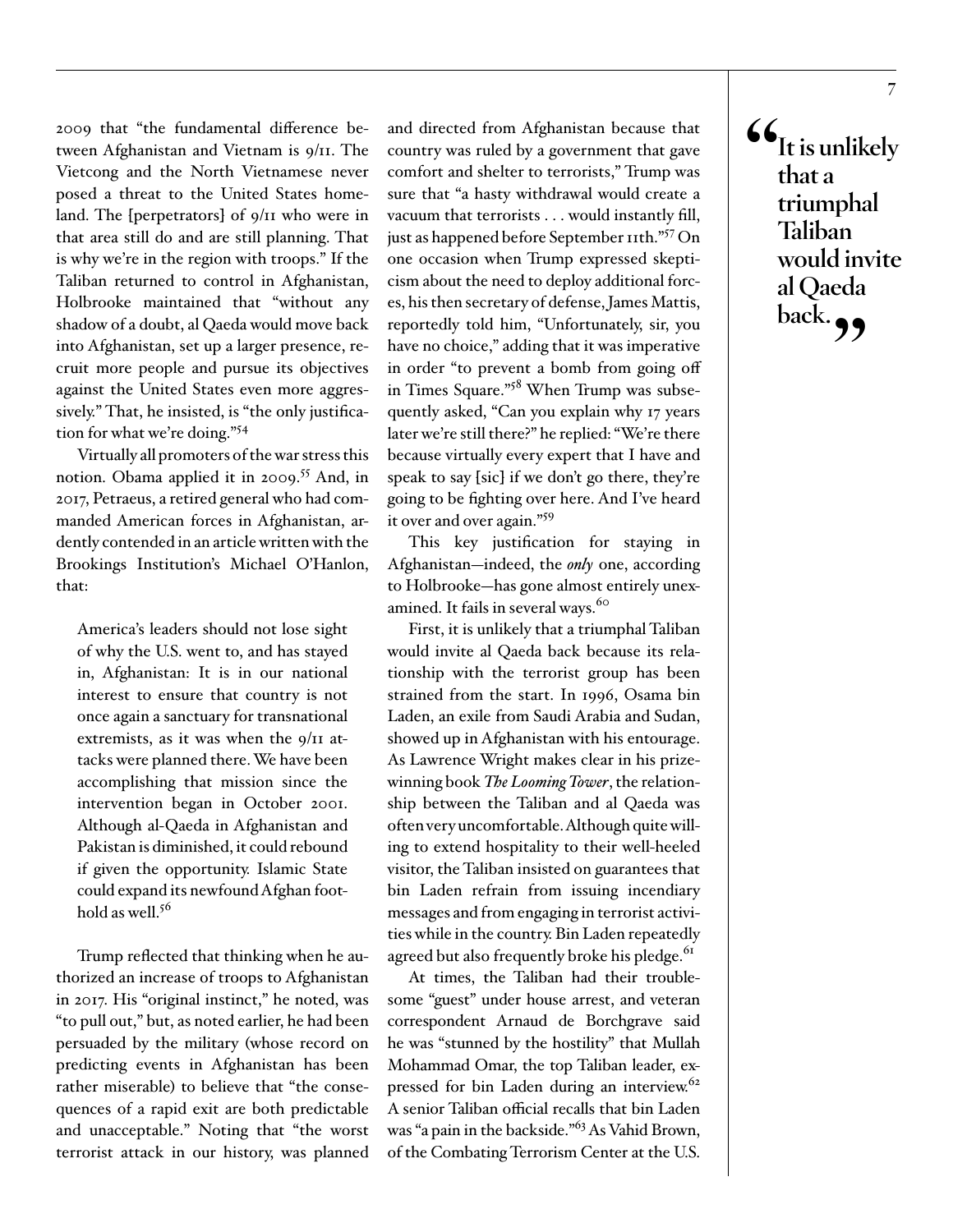2009 that "the fundamental difference between Afghanistan and Vietnam is 9/11. The Vietcong and the North Vietnamese never posed a threat to the United States homeland. The [perpetrators] of 9/11 who were in that area still do and are still planning. That is why we're in the region with troops." If the Taliban returned to control in Afghanistan, Holbrooke maintained that "without any shadow of a doubt, al Qaeda would move back into Afghanistan, set up a larger presence, recruit more people and pursue its objectives against the United States even more aggressively." That, he insisted, is "the only justification for what we're doing."[54]

Virtually all promoters of the war stress this notion. Obama applied it in 2009.[55] And, in 2017, Petraeus, a retired general who had commanded American forces in Afghanistan, ardently contended in an article written with the Brookings Institution's Michael O'Hanlon, that:

> America's leaders should not lose sight of why the U.S. went to, and has stayed in, Afghanistan: It is in our national interest to ensure that country is not once again a sanctuary for transnational extremists, as it was when the 9/11 attacks were planned there. We have been accomplishing that mission since the intervention began in October 2001. Although al-Qaeda in Afghanistan and Pakistan is diminished, it could rebound if given the opportunity. Islamic State could expand its newfound Afghan foothold as well.[56]

Trump reflected that thinking when he authorized an increase of troops to Afghanistan in 2017. His "original instinct," he noted, was "to pull out," but, as noted earlier, he had been persuaded by the military (whose record on predicting events in Afghanistan has been rather miserable) to believe that "the consequences of a rapid exit are both predictable and unacceptable." Noting that "the worst terrorist attack in our history, was planned and directed from Afghanistan because that country was ruled by a government that gave comfort and shelter to terrorists," Trump was sure that "a hasty withdrawal would create a vacuum that terrorists . . . would instantly fill, just as happened before September 11th."[57] On one occasion when Trump expressed skepticism about the need to deploy additional forces, his then secretary of defense, James Mattis, reportedly told him, "Unfortunately, sir, you have no choice," adding that it was imperative in order "to prevent a bomb from going off in Times Square."[58] When Trump was subsequently asked, "Can you explain why 17 years later we're still there?" he replied: "We're there because virtually every expert that I have and speak to say [sic] if we don't go there, they're going to be fighting over here. And I've heard it over and over again."[59]

This key justification for staying in Afghanistan—indeed, the ***only*** one, according to Holbrooke—has gone almost entirely unexamined. It fails in several ways.[60]

> **"It is unlikely that a triumphal Taliban would invite al Qaeda back."**

First, it is unlikely that a triumphal Taliban would invite al Qaeda back because its relationship with the terrorist group has been strained from the start. In 1996, Osama bin Laden, an exile from Saudi Arabia and Sudan, showed up in Afghanistan with his entourage. As Lawrence Wright makes clear in his prize-winning book *The Looming Tower*, the relationship between the Taliban and al Qaeda was often very uncomfortable. Although quite willing to extend hospitality to their well-heeled visitor, the Taliban insisted on guarantees that bin Laden refrain from issuing incendiary messages and from engaging in terrorist activities while in the country. Bin Laden repeatedly agreed but also frequently broke his pledge.[61]

At times, the Taliban had their troublesome "guest" under house arrest, and veteran correspondent Arnaud de Borchgrave said he was "stunned by the hostility" that Mullah Mohammad Omar, the top Taliban leader, expressed for bin Laden during an interview.[62] A senior Taliban official recalls that bin Laden was "a pain in the backside."[63] As Vahid Brown, of the Combating Terrorism Center at the U.S.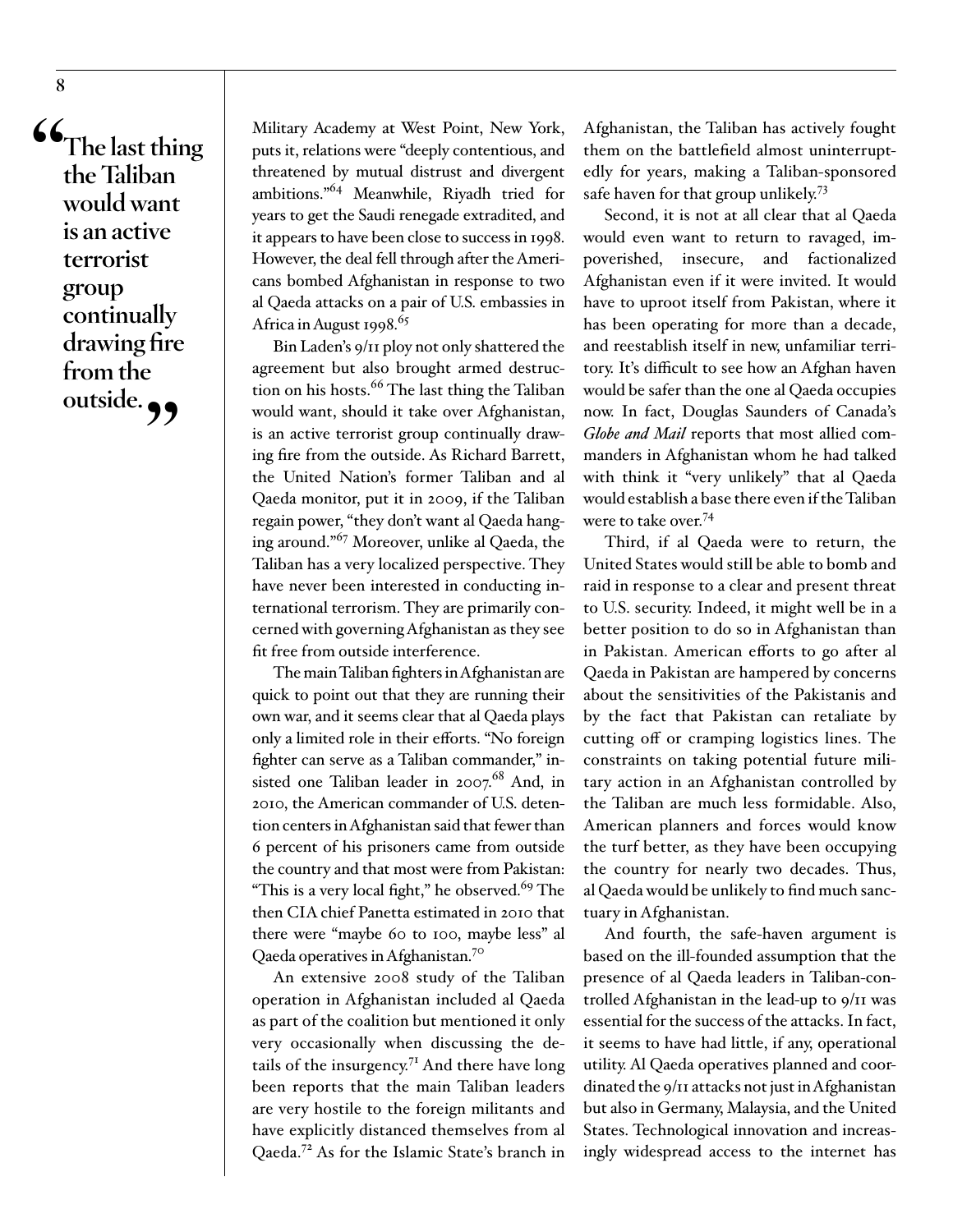> "The last thing the Taliban would want is an active terrorist group continually drawing fire from the outside."

Military Academy at West Point, New York, puts it, relations were "deeply contentious, and threatened by mutual distrust and divergent ambitions."[64] Meanwhile, Riyadh tried for years to get the Saudi renegade extradited, and it appears to have been close to success in 1998. However, the deal fell through after the Americans bombed Afghanistan in response to two al Qaeda attacks on a pair of U.S. embassies in Africa in August 1998.[65]

Bin Laden's 9/11 ploy not only shattered the agreement but also brought armed destruction on his hosts.[66] The last thing the Taliban would want, should it take over Afghanistan, is an active terrorist group continually drawing fire from the outside. As Richard Barrett, the United Nation's former Taliban and al Qaeda monitor, put it in 2009, if the Taliban regain power, "they don't want al Qaeda hanging around."[67] Moreover, unlike al Qaeda, the Taliban has a very localized perspective. They have never been interested in conducting international terrorism. They are primarily concerned with governing Afghanistan as they see fit free from outside interference.

The main Taliban fighters in Afghanistan are quick to point out that they are running their own war, and it seems clear that al Qaeda plays only a limited role in their efforts. "No foreign fighter can serve as a Taliban commander," insisted one Taliban leader in 2007.[68] And, in 2010, the American commander of U.S. detention centers in Afghanistan said that fewer than 6 percent of his prisoners came from outside the country and that most were from Pakistan: "This is a very local fight," he observed.[69] The then CIA chief Panetta estimated in 2010 that there were "maybe 60 to 100, maybe less" al Qaeda operatives in Afghanistan.[70]

An extensive 2008 study of the Taliban operation in Afghanistan included al Qaeda as part of the coalition but mentioned it only very occasionally when discussing the details of the insurgency.[71] And there have long been reports that the main Taliban leaders are very hostile to the foreign militants and have explicitly distanced themselves from al Qaeda.[72] As for the Islamic State's branch in Afghanistan, the Taliban has actively fought them on the battlefield almost uninterruptedly for years, making a Taliban-sponsored safe haven for that group unlikely.[73]

Second, it is not at all clear that al Qaeda would even want to return to ravaged, impoverished, insecure, and factionalized Afghanistan even if it were invited. It would have to uproot itself from Pakistan, where it has been operating for more than a decade, and reestablish itself in new, unfamiliar territory. It's difficult to see how an Afghan haven would be safer than the one al Qaeda occupies now. In fact, Douglas Saunders of Canada's *Globe and Mail* reports that most allied commanders in Afghanistan whom he had talked with think it "very unlikely" that al Qaeda would establish a base there even if the Taliban were to take over.[74]

Third, if al Qaeda were to return, the United States would still be able to bomb and raid in response to a clear and present threat to U.S. security. Indeed, it might well be in a better position to do so in Afghanistan than in Pakistan. American efforts to go after al Qaeda in Pakistan are hampered by concerns about the sensitivities of the Pakistanis and by the fact that Pakistan can retaliate by cutting off or cramping logistics lines. The constraints on taking potential future military action in an Afghanistan controlled by the Taliban are much less formidable. Also, American planners and forces would know the turf better, as they have been occupying the country for nearly two decades. Thus, al Qaeda would be unlikely to find much sanctuary in Afghanistan.

And fourth, the safe-haven argument is based on the ill-founded assumption that the presence of al Qaeda leaders in Taliban-controlled Afghanistan in the lead-up to 9/11 was essential for the success of the attacks. In fact, it seems to have had little, if any, operational utility. Al Qaeda operatives planned and coordinated the 9/11 attacks not just in Afghanistan but also in Germany, Malaysia, and the United States. Technological innovation and increasingly widespread access to the internet has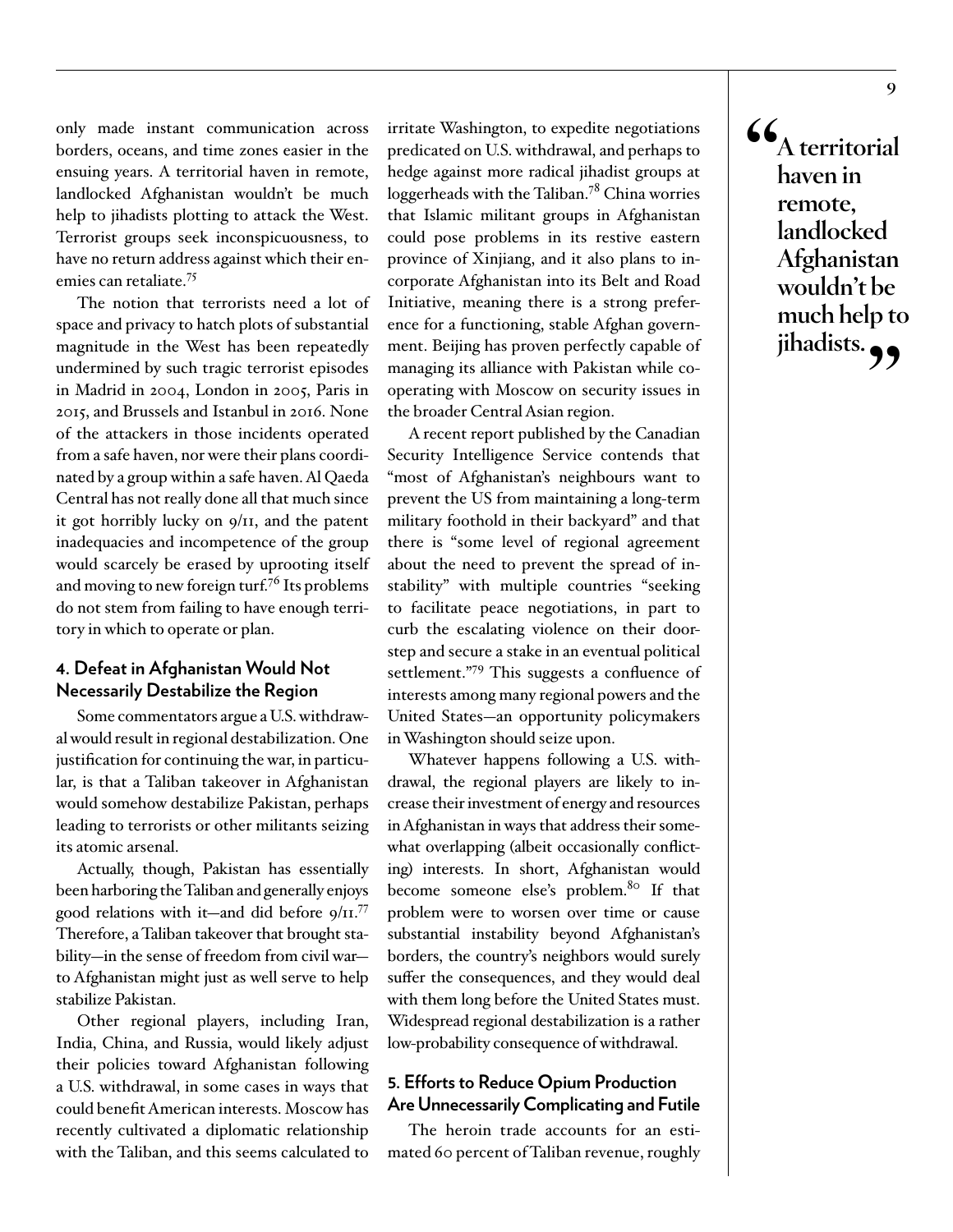only made instant communication across borders, oceans, and time zones easier in the ensuing years. A territorial haven in remote, landlocked Afghanistan wouldn't be much help to jihadists plotting to attack the West. Terrorist groups seek inconspicuousness, to have no return address against which their enemies can retaliate.[75]

The notion that terrorists need a lot of space and privacy to hatch plots of substantial magnitude in the West has been repeatedly undermined by such tragic terrorist episodes in Madrid in 2004, London in 2005, Paris in 2015, and Brussels and Istanbul in 2016. None of the attackers in those incidents operated from a safe haven, nor were their plans coordinated by a group within a safe haven. Al Qaeda Central has not really done all that much since it got horribly lucky on 9/11, and the patent inadequacies and incompetence of the group would scarcely be erased by uprooting itself and moving to new foreign turf.[76] Its problems do not stem from failing to have enough territory in which to operate or plan.

### 4. Defeat in Afghanistan Would Not Necessarily Destabilize the Region

Some commentators argue a U.S. withdrawal would result in regional destabilization. One justification for continuing the war, in particular, is that a Taliban takeover in Afghanistan would somehow destabilize Pakistan, perhaps leading to terrorists or other militants seizing its atomic arsenal.

Actually, though, Pakistan has essentially been harboring the Taliban and generally enjoys good relations with it—and did before 9/11.[77] Therefore, a Taliban takeover that brought stability—in the sense of freedom from civil war—to Afghanistan might just as well serve to help stabilize Pakistan.

Other regional players, including Iran, India, China, and Russia, would likely adjust their policies toward Afghanistan following a U.S. withdrawal, in some cases in ways that could benefit American interests. Moscow has recently cultivated a diplomatic relationship with the Taliban, and this seems calculated to irritate Washington, to expedite negotiations predicated on U.S. withdrawal, and perhaps to hedge against more radical jihadist groups at loggerheads with the Taliban.[78] China worries that Islamic militant groups in Afghanistan could pose problems in its restive eastern province of Xinjiang, and it also plans to incorporate Afghanistan into its Belt and Road Initiative, meaning there is a strong preference for a functioning, stable Afghan government. Beijing has proven perfectly capable of managing its alliance with Pakistan while cooperating with Moscow on security issues in the broader Central Asian region.

A recent report published by the Canadian Security Intelligence Service contends that "most of Afghanistan's neighbours want to prevent the US from maintaining a long-term military foothold in their backyard" and that there is "some level of regional agreement about the need to prevent the spread of instability" with multiple countries "seeking to facilitate peace negotiations, in part to curb the escalating violence on their doorstep and secure a stake in an eventual political settlement."[79] This suggests a confluence of interests among many regional powers and the United States—an opportunity policymakers in Washington should seize upon.

Whatever happens following a U.S. withdrawal, the regional players are likely to increase their investment of energy and resources in Afghanistan in ways that address their somewhat overlapping (albeit occasionally conflicting) interests. In short, Afghanistan would become someone else's problem.[80] If that problem were to worsen over time or cause substantial instability beyond Afghanistan's borders, the country's neighbors would surely suffer the consequences, and they would deal with them long before the United States must. Widespread regional destabilization is a rather low-probability consequence of withdrawal.

### 5. Efforts to Reduce Opium Production Are Unnecessarily Complicating and Futile

The heroin trade accounts for an estimated 60 percent of Taliban revenue, roughly

> **"A territorial haven in remote, landlocked Afghanistan wouldn't be much help to jihadists."**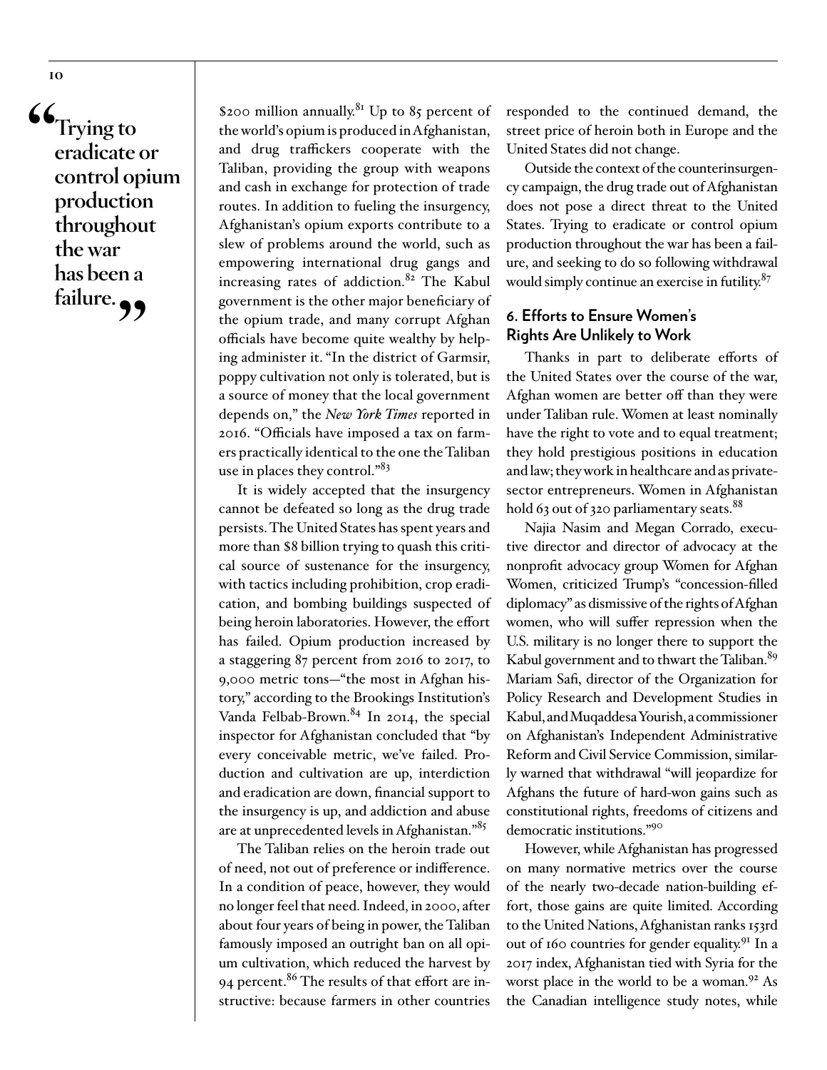> "Trying to eradicate or control opium production throughout the war has been a failure."

$200 million annually.[81] Up to 85 percent of the world's opium is produced in Afghanistan, and drug traffickers cooperate with the Taliban, providing the group with weapons and cash in exchange for protection of trade routes. In addition to fueling the insurgency, Afghanistan's opium exports contribute to a slew of problems around the world, such as empowering international drug gangs and increasing rates of addiction.[82] The Kabul government is the other major beneficiary of the opium trade, and many corrupt Afghan officials have become quite wealthy by helping administer it. "In the district of Garmsir, poppy cultivation not only is tolerated, but is a source of money that the local government depends on," the *New York Times* reported in 2016. "Officials have imposed a tax on farmers practically identical to the one the Taliban use in places they control."[83]

It is widely accepted that the insurgency cannot be defeated so long as the drug trade persists. The United States has spent years and more than $8 billion trying to quash this critical source of sustenance for the insurgency, with tactics including prohibition, crop eradication, and bombing buildings suspected of being heroin laboratories. However, the effort has failed. Opium production increased by a staggering 87 percent from 2016 to 2017, to 9,000 metric tons—"the most in Afghan history," according to the Brookings Institution's Vanda Felbab-Brown.[84] In 2014, the special inspector for Afghanistan concluded that "by every conceivable metric, we've failed. Production and cultivation are up, interdiction and eradication are down, financial support to the insurgency is up, and addiction and abuse are at unprecedented levels in Afghanistan."[85]

The Taliban relies on the heroin trade out of need, not out of preference or indifference. In a condition of peace, however, they would no longer feel that need. Indeed, in 2000, after about four years of being in power, the Taliban famously imposed an outright ban on all opium cultivation, which reduced the harvest by 94 percent.[86] The results of that effort are instructive: because farmers in other countries responded to the continued demand, the street price of heroin both in Europe and the United States did not change.

Outside the context of the counterinsurgency campaign, the drug trade out of Afghanistan does not pose a direct threat to the United States. Trying to eradicate or control opium production throughout the war has been a failure, and seeking to do so following withdrawal would simply continue an exercise in futility.[87]

### 6. Efforts to Ensure Women's Rights Are Unlikely to Work

Thanks in part to deliberate efforts of the United States over the course of the war, Afghan women are better off than they were under Taliban rule. Women at least nominally have the right to vote and to equal treatment; they hold prestigious positions in education and law; they work in healthcare and as private-sector entrepreneurs. Women in Afghanistan hold 63 out of 320 parliamentary seats.[88]

Najia Nasim and Megan Corrado, executive director and director of advocacy at the nonprofit advocacy group Women for Afghan Women, criticized Trump's "concession-filled diplomacy" as dismissive of the rights of Afghan women, who will suffer repression when the U.S. military is no longer there to support the Kabul government and to thwart the Taliban.[89] Mariam Safi, director of the Organization for Policy Research and Development Studies in Kabul, and Muqaddesa Yourish, a commissioner on Afghanistan's Independent Administrative Reform and Civil Service Commission, similarly warned that withdrawal "will jeopardize for Afghans the future of hard-won gains such as constitutional rights, freedoms of citizens and democratic institutions."[90]

However, while Afghanistan has progressed on many normative metrics over the course of the nearly two-decade nation-building effort, those gains are quite limited. According to the United Nations, Afghanistan ranks 153rd out of 160 countries for gender equality.[91] In a 2017 index, Afghanistan tied with Syria for the worst place in the world to be a woman.[92] As the Canadian intelligence study notes, while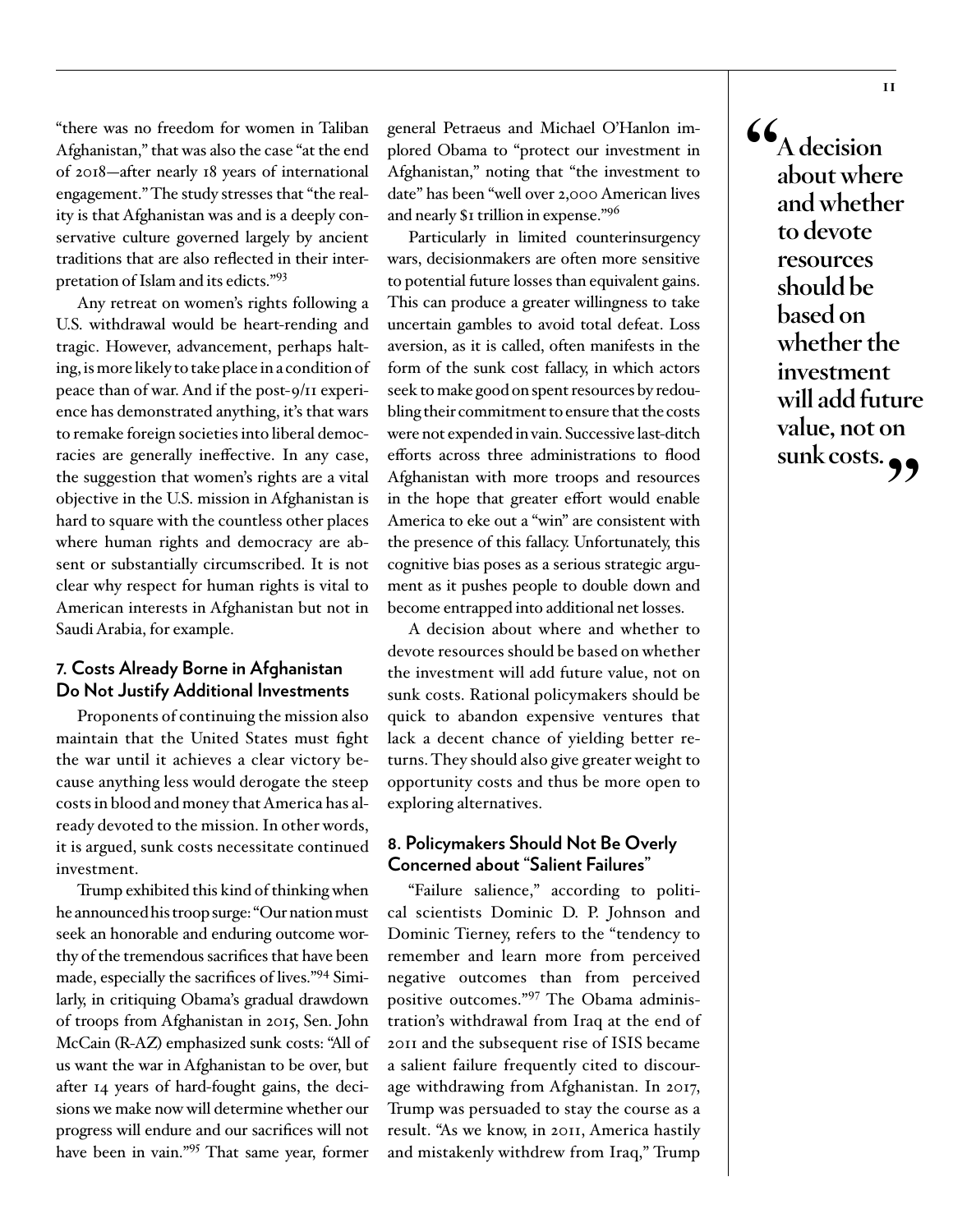"there was no freedom for women in Taliban Afghanistan," that was also the case "at the end of 2018—after nearly 18 years of international engagement." The study stresses that "the reality is that Afghanistan was and is a deeply conservative culture governed largely by ancient traditions that are also reflected in their interpretation of Islam and its edicts."[93]

Any retreat on women's rights following a U.S. withdrawal would be heart-rending and tragic. However, advancement, perhaps halting, is more likely to take place in a condition of peace than of war. And if the post-9/11 experience has demonstrated anything, it's that wars to remake foreign societies into liberal democracies are generally ineffective. In any case, the suggestion that women's rights are a vital objective in the U.S. mission in Afghanistan is hard to square with the countless other places where human rights and democracy are absent or substantially circumscribed. It is not clear why respect for human rights is vital to American interests in Afghanistan but not in Saudi Arabia, for example.

### 7. Costs Already Borne in Afghanistan Do Not Justify Additional Investments

Proponents of continuing the mission also maintain that the United States must fight the war until it achieves a clear victory because anything less would derogate the steep costs in blood and money that America has already devoted to the mission. In other words, it is argued, sunk costs necessitate continued investment.

Trump exhibited this kind of thinking when he announced his troop surge: "Our nation must seek an honorable and enduring outcome worthy of the tremendous sacrifices that have been made, especially the sacrifices of lives."[94] Similarly, in critiquing Obama's gradual drawdown of troops from Afghanistan in 2015, Sen. John McCain (R-AZ) emphasized sunk costs: "All of us want the war in Afghanistan to be over, but after 14 years of hard-fought gains, the decisions we make now will determine whether our progress will endure and our sacrifices will not have been in vain."[95] That same year, former general Petraeus and Michael O'Hanlon implored Obama to "protect our investment in Afghanistan," noting that "the investment to date" has been "well over 2,000 American lives and nearly $1 trillion in expense."[96]

Particularly in limited counterinsurgency wars, decisionmakers are often more sensitive to potential future losses than equivalent gains. This can produce a greater willingness to take uncertain gambles to avoid total defeat. Loss aversion, as it is called, often manifests in the form of the sunk cost fallacy, in which actors seek to make good on spent resources by redoubling their commitment to ensure that the costs were not expended in vain. Successive last-ditch efforts across three administrations to flood Afghanistan with more troops and resources in the hope that greater effort would enable America to eke out a "win" are consistent with the presence of this fallacy. Unfortunately, this cognitive bias poses as a serious strategic argument as it pushes people to double down and become entrapped into additional net losses.

A decision about where and whether to devote resources should be based on whether the investment will add future value, not on sunk costs. Rational policymakers should be quick to abandon expensive ventures that lack a decent chance of yielding better returns. They should also give greater weight to opportunity costs and thus be more open to exploring alternatives.

> **"A decision about where and whether to devote resources should be based on whether the investment will add future value, not on sunk costs."**

### 8. Policymakers Should Not Be Overly Concerned about "Salient Failures"

"Failure salience," according to political scientists Dominic D. P. Johnson and Dominic Tierney, refers to the "tendency to remember and learn more from perceived negative outcomes than from perceived positive outcomes."[97] The Obama administration's withdrawal from Iraq at the end of 2011 and the subsequent rise of ISIS became a salient failure frequently cited to discourage withdrawing from Afghanistan. In 2017, Trump was persuaded to stay the course as a result. "As we know, in 2011, America hastily and mistakenly withdrew from Iraq," Trump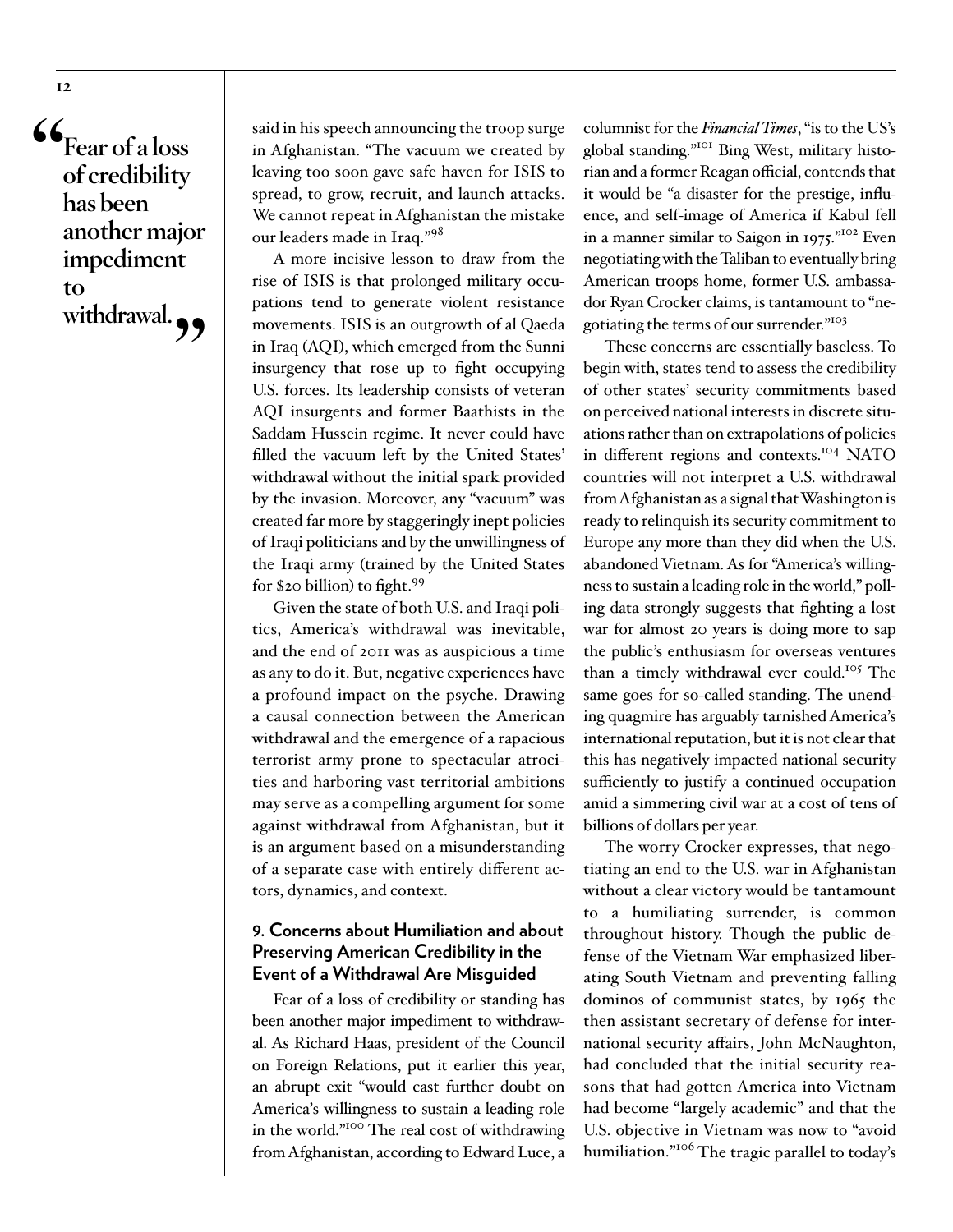> "Fear of a loss of credibility has been another major impediment to withdrawal."

said in his speech announcing the troop surge in Afghanistan. "The vacuum we created by leaving too soon gave safe haven for ISIS to spread, to grow, recruit, and launch attacks. We cannot repeat in Afghanistan the mistake our leaders made in Iraq."[98]

A more incisive lesson to draw from the rise of ISIS is that prolonged military occupations tend to generate violent resistance movements. ISIS is an outgrowth of al Qaeda in Iraq (AQI), which emerged from the Sunni insurgency that rose up to fight occupying U.S. forces. Its leadership consists of veteran AQI insurgents and former Baathists in the Saddam Hussein regime. It never could have filled the vacuum left by the United States' withdrawal without the initial spark provided by the invasion. Moreover, any "vacuum" was created far more by staggeringly inept policies of Iraqi politicians and by the unwillingness of the Iraqi army (trained by the United States for $20 billion) to fight.[99]

Given the state of both U.S. and Iraqi politics, America's withdrawal was inevitable, and the end of 2011 was as auspicious a time as any to do it. But, negative experiences have a profound impact on the psyche. Drawing a causal connection between the American withdrawal and the emergence of a rapacious terrorist army prone to spectacular atrocities and harboring vast territorial ambitions may serve as a compelling argument for some against withdrawal from Afghanistan, but it is an argument based on a misunderstanding of a separate case with entirely different actors, dynamics, and context.

### 9. Concerns about Humiliation and about Preserving American Credibility in the Event of a Withdrawal Are Misguided

Fear of a loss of credibility or standing has been another major impediment to withdrawal. As Richard Haas, president of the Council on Foreign Relations, put it earlier this year, an abrupt exit "would cast further doubt on America's willingness to sustain a leading role in the world."[100] The real cost of withdrawing from Afghanistan, according to Edward Luce, a columnist for the *Financial Times*, "is to the US's global standing."[101] Bing West, military historian and a former Reagan official, contends that it would be "a disaster for the prestige, influence, and self-image of America if Kabul fell in a manner similar to Saigon in 1975."[102] Even negotiating with the Taliban to eventually bring American troops home, former U.S. ambassador Ryan Crocker claims, is tantamount to "negotiating the terms of our surrender."[103]

These concerns are essentially baseless. To begin with, states tend to assess the credibility of other states' security commitments based on perceived national interests in discrete situations rather than on extrapolations of policies in different regions and contexts.[104] NATO countries will not interpret a U.S. withdrawal from Afghanistan as a signal that Washington is ready to relinquish its security commitment to Europe any more than they did when the U.S. abandoned Vietnam. As for "America's willingness to sustain a leading role in the world," polling data strongly suggests that fighting a lost war for almost 20 years is doing more to sap the public's enthusiasm for overseas ventures than a timely withdrawal ever could.[105] The same goes for so-called standing. The unending quagmire has arguably tarnished America's international reputation, but it is not clear that this has negatively impacted national security sufficiently to justify a continued occupation amid a simmering civil war at a cost of tens of billions of dollars per year.

The worry Crocker expresses, that negotiating an end to the U.S. war in Afghanistan without a clear victory would be tantamount to a humiliating surrender, is common throughout history. Though the public defense of the Vietnam War emphasized liberating South Vietnam and preventing falling dominos of communist states, by 1965 the then assistant secretary of defense for international security affairs, John McNaughton, had concluded that the initial security reasons that had gotten America into Vietnam had become "largely academic" and that the U.S. objective in Vietnam was now to "avoid humiliation."[106] The tragic parallel to today's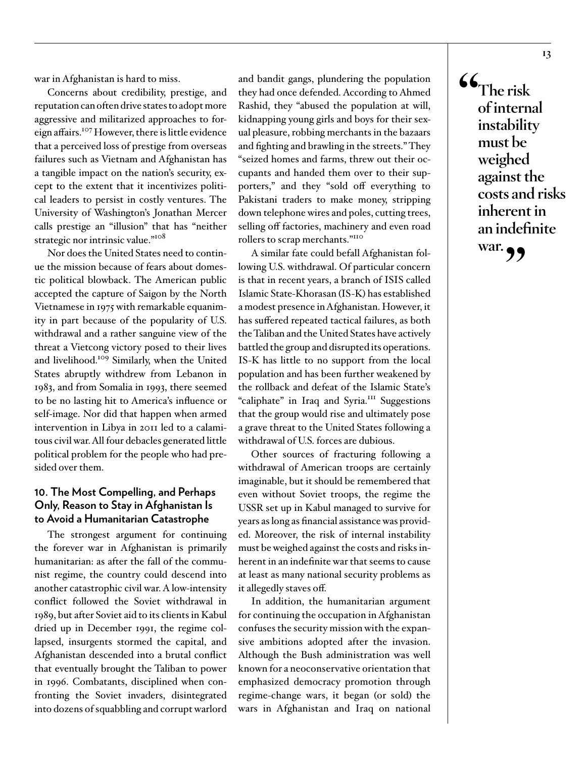war in Afghanistan is hard to miss.

Concerns about credibility, prestige, and reputation can often drive states to adopt more aggressive and militarized approaches to foreign affairs.[107] However, there is little evidence that a perceived loss of prestige from overseas failures such as Vietnam and Afghanistan has a tangible impact on the nation's security, except to the extent that it incentivizes political leaders to persist in costly ventures. The University of Washington's Jonathan Mercer calls prestige an "illusion" that has "neither strategic nor intrinsic value."[108]

Nor does the United States need to continue the mission because of fears about domestic political blowback. The American public accepted the capture of Saigon by the North Vietnamese in 1975 with remarkable equanimity in part because of the popularity of U.S. withdrawal and a rather sanguine view of the threat a Vietcong victory posed to their lives and livelihood.[109] Similarly, when the United States abruptly withdrew from Lebanon in 1983, and from Somalia in 1993, there seemed to be no lasting hit to America's influence or self-image. Nor did that happen when armed intervention in Libya in 2011 led to a calamitous civil war. All four debacles generated little political problem for the people who had presided over them.

### 10. The Most Compelling, and Perhaps Only, Reason to Stay in Afghanistan Is to Avoid a Humanitarian Catastrophe

The strongest argument for continuing the forever war in Afghanistan is primarily humanitarian: as after the fall of the communist regime, the country could descend into another catastrophic civil war. A low-intensity conflict followed the Soviet withdrawal in 1989, but after Soviet aid to its clients in Kabul dried up in December 1991, the regime collapsed, insurgents stormed the capital, and Afghanistan descended into a brutal conflict that eventually brought the Taliban to power in 1996. Combatants, disciplined when confronting the Soviet invaders, disintegrated into dozens of squabbling and corrupt warlord and bandit gangs, plundering the population they had once defended. According to Ahmed Rashid, they "abused the population at will, kidnapping young girls and boys for their sexual pleasure, robbing merchants in the bazaars and fighting and brawling in the streets." They "seized homes and farms, threw out their occupants and handed them over to their supporters," and they "sold off everything to Pakistani traders to make money, stripping down telephone wires and poles, cutting trees, selling off factories, machinery and even road rollers to scrap merchants."[110]

A similar fate could befall Afghanistan following U.S. withdrawal. Of particular concern is that in recent years, a branch of ISIS called Islamic State-Khorasan (IS-K) has established a modest presence in Afghanistan. However, it has suffered repeated tactical failures, as both the Taliban and the United States have actively battled the group and disrupted its operations. IS-K has little to no support from the local population and has been further weakened by the rollback and defeat of the Islamic State's "caliphate" in Iraq and Syria.[111] Suggestions that the group would rise and ultimately pose a grave threat to the United States following a withdrawal of U.S. forces are dubious.

Other sources of fracturing following a withdrawal of American troops are certainly imaginable, but it should be remembered that even without Soviet troops, the regime the USSR set up in Kabul managed to survive for years as long as financial assistance was provided. Moreover, the risk of internal instability must be weighed against the costs and risks inherent in an indefinite war that seems to cause at least as many national security problems as it allegedly staves off.

In addition, the humanitarian argument for continuing the occupation in Afghanistan confuses the security mission with the expansive ambitions adopted after the invasion. Although the Bush administration was well known for a neoconservative orientation that emphasized democracy promotion through regime-change wars, it began (or sold) the wars in Afghanistan and Iraq on national

> **"The risk of internal instability must be weighed against the costs and risks inherent in an indefinite war."**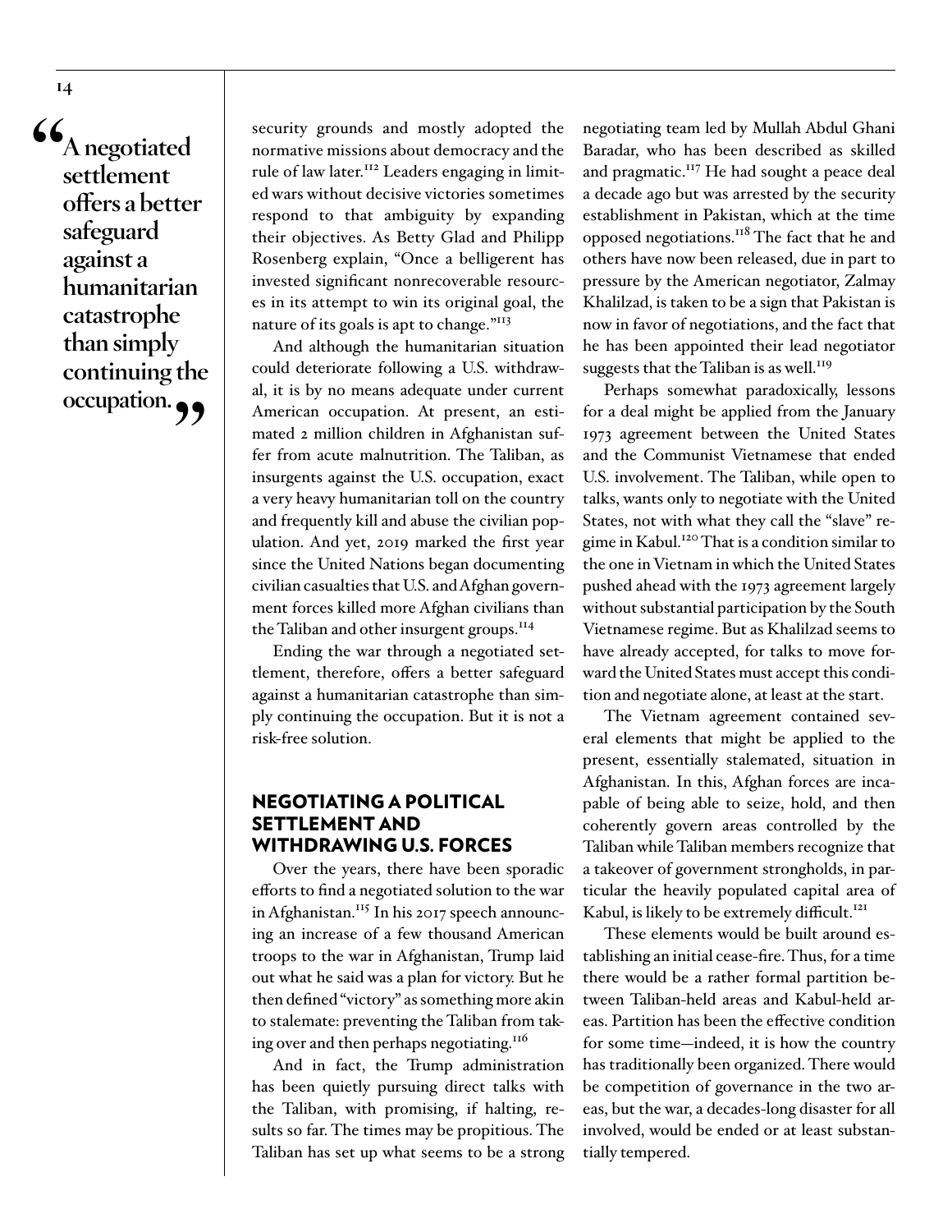> **"A negotiated settlement offers a better safeguard against a humanitarian catastrophe than simply continuing the occupation."**

security grounds and mostly adopted the normative missions about democracy and the rule of law later.[112] Leaders engaging in limited wars without decisive victories sometimes respond to that ambiguity by expanding their objectives. As Betty Glad and Philipp Rosenberg explain, "Once a belligerent has invested significant nonrecoverable resources in its attempt to win its original goal, the nature of its goals is apt to change."[113]

And although the humanitarian situation could deteriorate following a U.S. withdrawal, it is by no means adequate under current American occupation. At present, an estimated 2 million children in Afghanistan suffer from acute malnutrition. The Taliban, as insurgents against the U.S. occupation, exact a very heavy humanitarian toll on the country and frequently kill and abuse the civilian population. And yet, 2019 marked the first year since the United Nations began documenting civilian casualties that U.S. and Afghan government forces killed more Afghan civilians than the Taliban and other insurgent groups.[114]

Ending the war through a negotiated settlement, therefore, offers a better safeguard against a humanitarian catastrophe than simply continuing the occupation. But it is not a risk-free solution.

## NEGOTIATING A POLITICAL SETTLEMENT AND WITHDRAWING U.S. FORCES

Over the years, there have been sporadic efforts to find a negotiated solution to the war in Afghanistan.[115] In his 2017 speech announcing an increase of a few thousand American troops to the war in Afghanistan, Trump laid out what he said was a plan for victory. But he then defined "victory" as something more akin to stalemate: preventing the Taliban from taking over and then perhaps negotiating.[116]

And in fact, the Trump administration has been quietly pursuing direct talks with the Taliban, with promising, if halting, results so far. The times may be propitious. The Taliban has set up what seems to be a strong negotiating team led by Mullah Abdul Ghani Baradar, who has been described as skilled and pragmatic.[117] He had sought a peace deal a decade ago but was arrested by the security establishment in Pakistan, which at the time opposed negotiations.[118] The fact that he and others have now been released, due in part to pressure by the American negotiator, Zalmay Khalilzad, is taken to be a sign that Pakistan is now in favor of negotiations, and the fact that he has been appointed their lead negotiator suggests that the Taliban is as well.[119]

Perhaps somewhat paradoxically, lessons for a deal might be applied from the January 1973 agreement between the United States and the Communist Vietnamese that ended U.S. involvement. The Taliban, while open to talks, wants only to negotiate with the United States, not with what they call the "slave" regime in Kabul.[120] That is a condition similar to the one in Vietnam in which the United States pushed ahead with the 1973 agreement largely without substantial participation by the South Vietnamese regime. But as Khalilzad seems to have already accepted, for talks to move forward the United States must accept this condition and negotiate alone, at least at the start.

The Vietnam agreement contained several elements that might be applied to the present, essentially stalemated, situation in Afghanistan. In this, Afghan forces are incapable of being able to seize, hold, and then coherently govern areas controlled by the Taliban while Taliban members recognize that a takeover of government strongholds, in particular the heavily populated capital area of Kabul, is likely to be extremely difficult.[121]

These elements would be built around establishing an initial cease-fire. Thus, for a time there would be a rather formal partition between Taliban-held areas and Kabul-held areas. Partition has been the effective condition for some time—indeed, it is how the country has traditionally been organized. There would be competition of governance in the two areas, but the war, a decades-long disaster for all involved, would be ended or at least substantially tempered.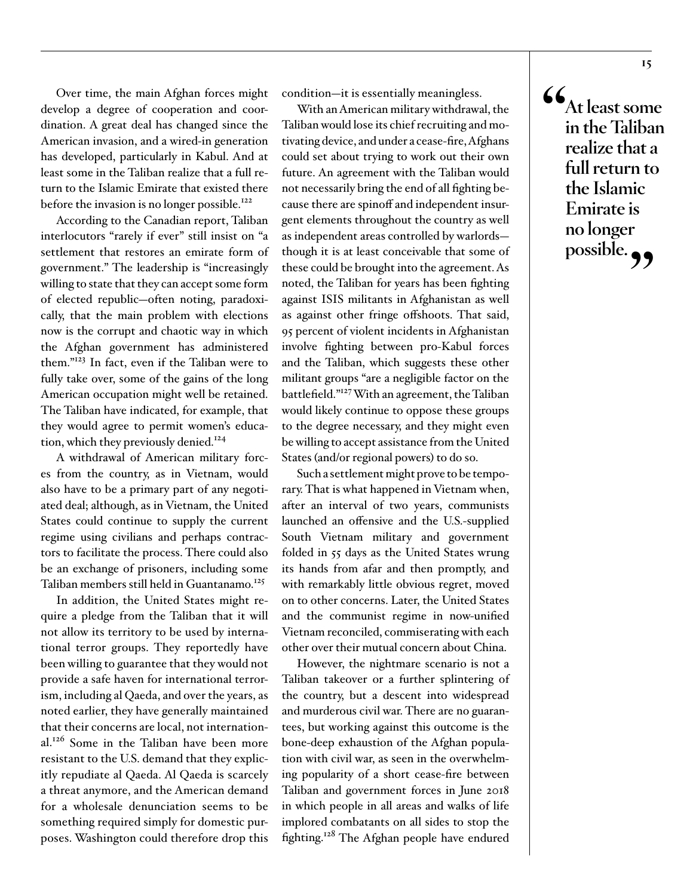Over time, the main Afghan forces might develop a degree of cooperation and coordination. A great deal has changed since the American invasion, and a wired-in generation has developed, particularly in Kabul. And at least some in the Taliban realize that a full return to the Islamic Emirate that existed there before the invasion is no longer possible.[122]

According to the Canadian report, Taliban interlocutors "rarely if ever" still insist on "a settlement that restores an emirate form of government." The leadership is "increasingly willing to state that they can accept some form of elected republic—often noting, paradoxically, that the main problem with elections now is the corrupt and chaotic way in which the Afghan government has administered them."[123] In fact, even if the Taliban were to fully take over, some of the gains of the long American occupation might well be retained. The Taliban have indicated, for example, that they would agree to permit women's education, which they previously denied.[124]

A withdrawal of American military forces from the country, as in Vietnam, would also have to be a primary part of any negotiated deal; although, as in Vietnam, the United States could continue to supply the current regime using civilians and perhaps contractors to facilitate the process. There could also be an exchange of prisoners, including some Taliban members still held in Guantanamo.[125]

In addition, the United States might require a pledge from the Taliban that it will not allow its territory to be used by international terror groups. They reportedly have been willing to guarantee that they would not provide a safe haven for international terrorism, including al Qaeda, and over the years, as noted earlier, they have generally maintained that their concerns are local, not international.[126] Some in the Taliban have been more resistant to the U.S. demand that they explicitly repudiate al Qaeda. Al Qaeda is scarcely a threat anymore, and the American demand for a wholesale denunciation seems to be something required simply for domestic purposes. Washington could therefore drop this condition—it is essentially meaningless.

With an American military withdrawal, the Taliban would lose its chief recruiting and motivating device, and under a cease-fire, Afghans could set about trying to work out their own future. An agreement with the Taliban would not necessarily bring the end of all fighting because there are spinoff and independent insurgent elements throughout the country as well as independent areas controlled by warlords—though it is at least conceivable that some of these could be brought into the agreement. As noted, the Taliban for years has been fighting against ISIS militants in Afghanistan as well as against other fringe offshoots. That said, 95 percent of violent incidents in Afghanistan involve fighting between pro-Kabul forces and the Taliban, which suggests these other militant groups "are a negligible factor on the battlefield."[127] With an agreement, the Taliban would likely continue to oppose these groups to the degree necessary, and they might even be willing to accept assistance from the United States (and/or regional powers) to do so.

Such a settlement might prove to be temporary. That is what happened in Vietnam when, after an interval of two years, communists launched an offensive and the U.S.-supplied South Vietnam military and government folded in 55 days as the United States wrung its hands from afar and then promptly, and with remarkably little obvious regret, moved on to other concerns. Later, the United States and the communist regime in now-unified Vietnam reconciled, commiserating with each other over their mutual concern about China.

However, the nightmare scenario is not a Taliban takeover or a further splintering of the country, but a descent into widespread and murderous civil war. There are no guarantees, but working against this outcome is the bone-deep exhaustion of the Afghan population with civil war, as seen in the overwhelming popularity of a short cease-fire between Taliban and government forces in June 2018 in which people in all areas and walks of life implored combatants on all sides to stop the fighting.[128] The Afghan people have endured

> **"At least some in the Taliban realize that a full return to the Islamic Emirate is no longer possible."**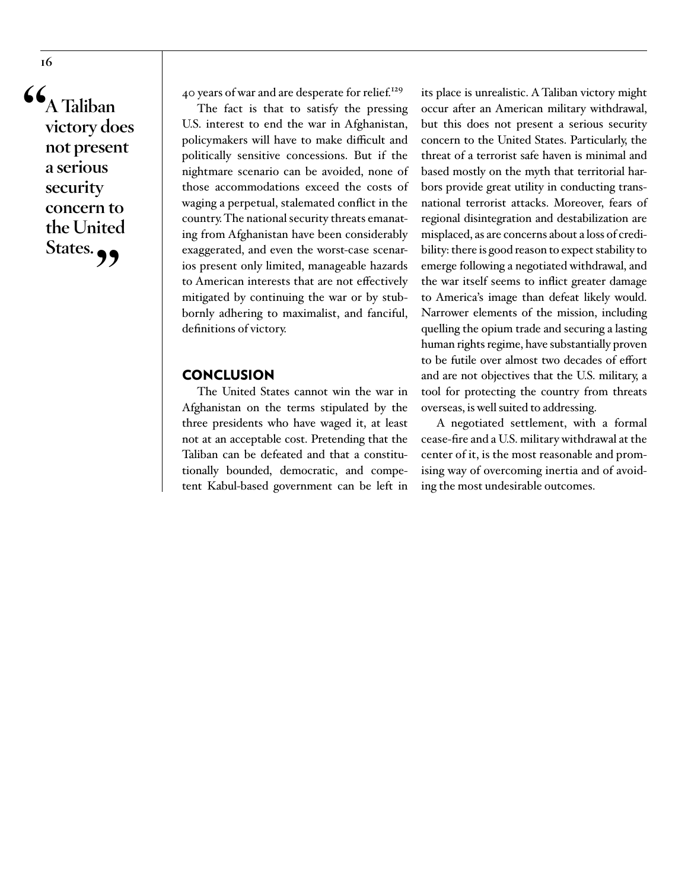> "A Taliban victory does not present a serious security concern to the United States."

40 years of war and are desperate for relief.[129]

The fact is that to satisfy the pressing U.S. interest to end the war in Afghanistan, policymakers will have to make difficult and politically sensitive concessions. But if the nightmare scenario can be avoided, none of those accommodations exceed the costs of waging a perpetual, stalemated conflict in the country. The national security threats emanating from Afghanistan have been considerably exaggerated, and even the worst-case scenarios present only limited, manageable hazards to American interests that are not effectively mitigated by continuing the war or by stubbornly adhering to maximalist, and fanciful, definitions of victory.

## CONCLUSION

The United States cannot win the war in Afghanistan on the terms stipulated by the three presidents who have waged it, at least not at an acceptable cost. Pretending that the Taliban can be defeated and that a constitutionally bounded, democratic, and competent Kabul-based government can be left in its place is unrealistic. A Taliban victory might occur after an American military withdrawal, but this does not present a serious security concern to the United States. Particularly, the threat of a terrorist safe haven is minimal and based mostly on the myth that territorial harbors provide great utility in conducting transnational terrorist attacks. Moreover, fears of regional disintegration and destabilization are misplaced, as are concerns about a loss of credibility: there is good reason to expect stability to emerge following a negotiated withdrawal, and the war itself seems to inflict greater damage to America's image than defeat likely would. Narrower elements of the mission, including quelling the opium trade and securing a lasting human rights regime, have substantially proven to be futile over almost two decades of effort and are not objectives that the U.S. military, a tool for protecting the country from threats overseas, is well suited to addressing.

A negotiated settlement, with a formal cease-fire and a U.S. military withdrawal at the center of it, is the most reasonable and promising way of overcoming inertia and of avoiding the most undesirable outcomes.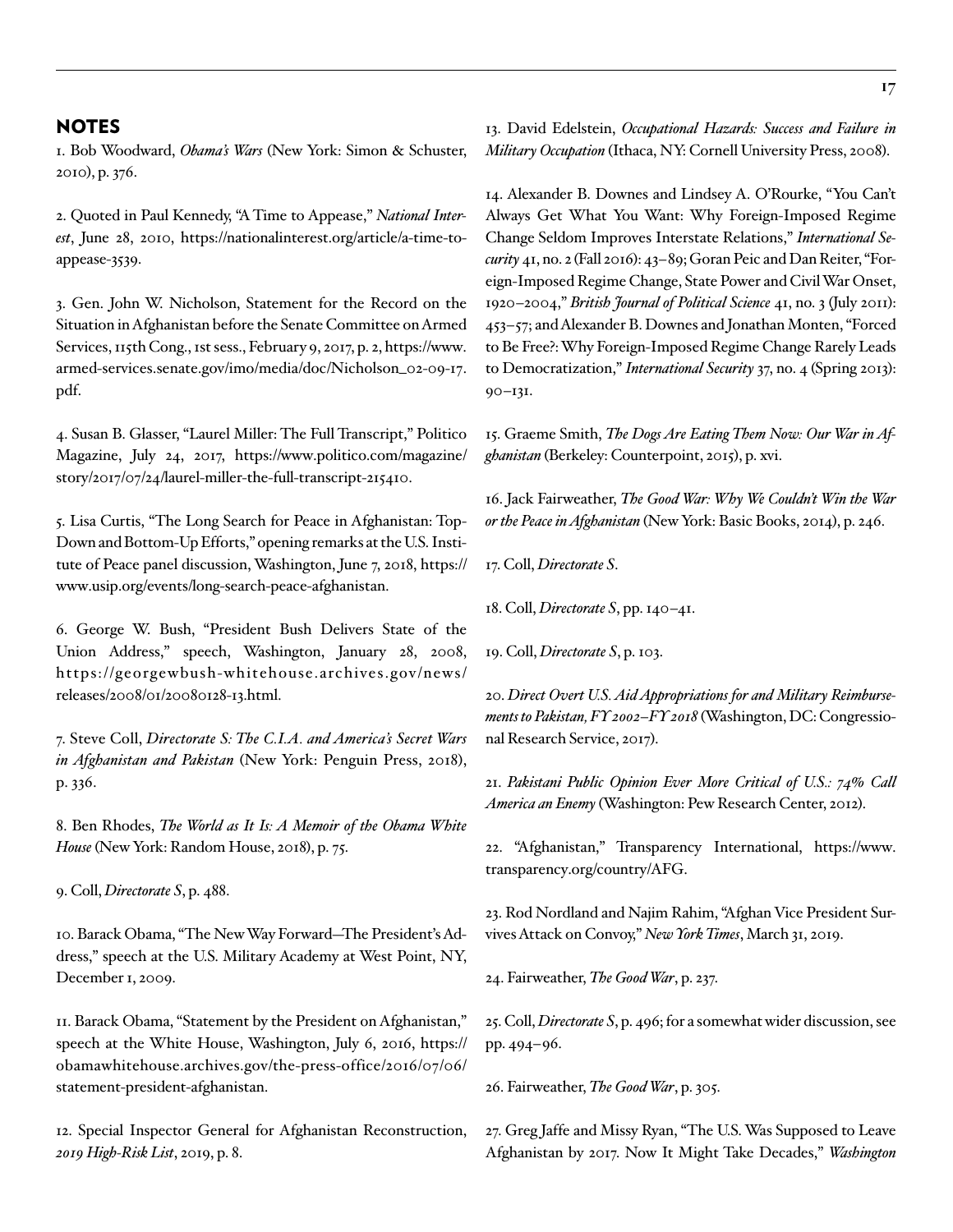## NOTES

1. Bob Woodward, *Obama's Wars* (New York: Simon & Schuster, 2010), p. 376.

2. Quoted in Paul Kennedy, "A Time to Appease," *National Interest*, June 28, 2010, https://nationalinterest.org/article/a-time-to-appease-3539.

3. Gen. John W. Nicholson, Statement for the Record on the Situation in Afghanistan before the Senate Committee on Armed Services, 115th Cong., 1st sess., February 9, 2017, p. 2, https://www.armed-services.senate.gov/imo/media/doc/Nicholson_02-09-17.pdf.

4. Susan B. Glasser, "Laurel Miller: The Full Transcript," Politico Magazine, July 24, 2017, https://www.politico.com/magazine/story/2017/07/24/laurel-miller-the-full-transcript-215410.

5. Lisa Curtis, "The Long Search for Peace in Afghanistan: Top-Down and Bottom-Up Efforts," opening remarks at the U.S. Institute of Peace panel discussion, Washington, June 7, 2018, https://www.usip.org/events/long-search-peace-afghanistan.

6. George W. Bush, "President Bush Delivers State of the Union Address," speech, Washington, January 28, 2008, https://georgewbush-whitehouse.archives.gov/news/releases/2008/01/20080128-13.html.

7. Steve Coll, *Directorate S: The C.I.A. and America's Secret Wars in Afghanistan and Pakistan* (New York: Penguin Press, 2018), p. 336.

8. Ben Rhodes, *The World as It Is: A Memoir of the Obama White House* (New York: Random House, 2018), p. 75.

9. Coll, *Directorate S*, p. 488.

10. Barack Obama, "The New Way Forward—The President's Address," speech at the U.S. Military Academy at West Point, NY, December 1, 2009.

11. Barack Obama, "Statement by the President on Afghanistan," speech at the White House, Washington, July 6, 2016, https://obamawhitehouse.archives.gov/the-press-office/2016/07/06/statement-president-afghanistan.

12. Special Inspector General for Afghanistan Reconstruction, *2019 High-Risk List*, 2019, p. 8.

13. David Edelstein, *Occupational Hazards: Success and Failure in Military Occupation* (Ithaca, NY: Cornell University Press, 2008).

14. Alexander B. Downes and Lindsey A. O'Rourke, "You Can't Always Get What You Want: Why Foreign-Imposed Regime Change Seldom Improves Interstate Relations," *International Security* 41, no. 2 (Fall 2016): 43–89; Goran Peic and Dan Reiter, "Foreign-Imposed Regime Change, State Power and Civil War Onset, 1920–2004," *British Journal of Political Science* 41, no. 3 (July 2011): 453–57; and Alexander B. Downes and Jonathan Monten, "Forced to Be Free?: Why Foreign-Imposed Regime Change Rarely Leads to Democratization," *International Security* 37, no. 4 (Spring 2013): 90–131.

15. Graeme Smith, *The Dogs Are Eating Them Now: Our War in Afghanistan* (Berkeley: Counterpoint, 2015), p. xvi.

16. Jack Fairweather, *The Good War: Why We Couldn't Win the War or the Peace in Afghanistan* (New York: Basic Books, 2014), p. 246.

17. Coll, *Directorate S*.

18. Coll, *Directorate S*, pp. 140–41.

19. Coll, *Directorate S*, p. 103.

20. *Direct Overt U.S. Aid Appropriations for and Military Reimbursements to Pakistan, FY 2002–FY 2018* (Washington, DC: Congressional Research Service, 2017).

21. *Pakistani Public Opinion Ever More Critical of U.S.: 74% Call America an Enemy* (Washington: Pew Research Center, 2012).

22. "Afghanistan," Transparency International, https://www.transparency.org/country/AFG.

23. Rod Nordland and Najim Rahim, "Afghan Vice President Survives Attack on Convoy," *New York Times*, March 31, 2019.

24. Fairweather, *The Good War*, p. 237.

25. Coll, *Directorate S*, p. 496; for a somewhat wider discussion, see pp. 494–96.

26. Fairweather, *The Good War*, p. 305.

27. Greg Jaffe and Missy Ryan, "The U.S. Was Supposed to Leave Afghanistan by 2017. Now It Might Take Decades," *Washington*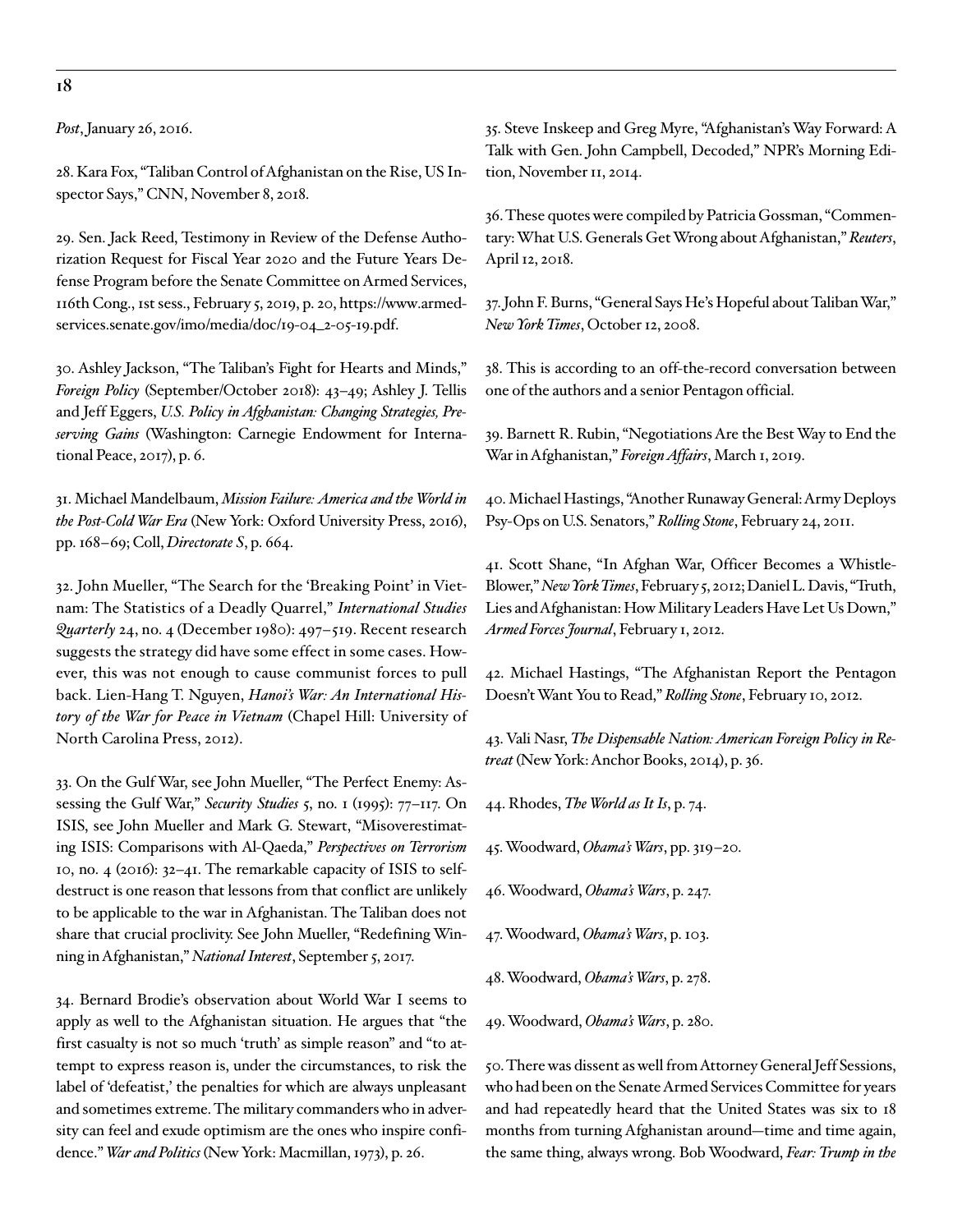*Post*, January 26, 2016.

28. Kara Fox, "Taliban Control of Afghanistan on the Rise, US Inspector Says," CNN, November 8, 2018.

29. Sen. Jack Reed, Testimony in Review of the Defense Authorization Request for Fiscal Year 2020 and the Future Years Defense Program before the Senate Committee on Armed Services, 116th Cong., 1st sess., February 5, 2019, p. 20, https://www.armed-services.senate.gov/imo/media/doc/19-04_2-05-19.pdf.

30. Ashley Jackson, "The Taliban's Fight for Hearts and Minds," *Foreign Policy* (September/October 2018): 43–49; Ashley J. Tellis and Jeff Eggers, *U.S. Policy in Afghanistan: Changing Strategies, Preserving Gains* (Washington: Carnegie Endowment for International Peace, 2017), p. 6.

31. Michael Mandelbaum, *Mission Failure: America and the World in the Post-Cold War Era* (New York: Oxford University Press, 2016), pp. 168–69; Coll, *Directorate S*, p. 664.

32. John Mueller, "The Search for the 'Breaking Point' in Vietnam: The Statistics of a Deadly Quarrel," *International Studies Quarterly* 24, no. 4 (December 1980): 497–519. Recent research suggests the strategy did have some effect in some cases. However, this was not enough to cause communist forces to pull back. Lien-Hang T. Nguyen, *Hanoi's War: An International History of the War for Peace in Vietnam* (Chapel Hill: University of North Carolina Press, 2012).

33. On the Gulf War, see John Mueller, "The Perfect Enemy: Assessing the Gulf War," *Security Studies* 5, no. 1 (1995): 77–117. On ISIS, see John Mueller and Mark G. Stewart, "Misoverestimating ISIS: Comparisons with Al-Qaeda," *Perspectives on Terrorism* 10, no. 4 (2016): 32–41. The remarkable capacity of ISIS to self-destruct is one reason that lessons from that conflict are unlikely to be applicable to the war in Afghanistan. The Taliban does not share that crucial proclivity. See John Mueller, "Redefining Winning in Afghanistan," *National Interest*, September 5, 2017.

34. Bernard Brodie's observation about World War I seems to apply as well to the Afghanistan situation. He argues that "the first casualty is not so much 'truth' as simple reason" and "to attempt to express reason is, under the circumstances, to risk the label of 'defeatist,' the penalties for which are always unpleasant and sometimes extreme. The military commanders who in adversity can feel and exude optimism are the ones who inspire confidence." *War and Politics* (New York: Macmillan, 1973), p. 26.

35. Steve Inskeep and Greg Myre, "Afghanistan's Way Forward: A Talk with Gen. John Campbell, Decoded," NPR's Morning Edition, November 11, 2014.

36. These quotes were compiled by Patricia Gossman, "Commentary: What U.S. Generals Get Wrong about Afghanistan," *Reuters*, April 12, 2018.

37. John F. Burns, "General Says He's Hopeful about Taliban War," *New York Times*, October 12, 2008.

38. This is according to an off-the-record conversation between one of the authors and a senior Pentagon official.

39. Barnett R. Rubin, "Negotiations Are the Best Way to End the War in Afghanistan," *Foreign Affairs*, March 1, 2019.

40. Michael Hastings, "Another Runaway General: Army Deploys Psy-Ops on U.S. Senators," *Rolling Stone*, February 24, 2011.

41. Scott Shane, "In Afghan War, Officer Becomes a Whistle-Blower," *New York Times*, February 5, 2012; Daniel L. Davis, "Truth, Lies and Afghanistan: How Military Leaders Have Let Us Down," *Armed Forces Journal*, February 1, 2012.

42. Michael Hastings, "The Afghanistan Report the Pentagon Doesn't Want You to Read," *Rolling Stone*, February 10, 2012.

43. Vali Nasr, *The Dispensable Nation: American Foreign Policy in Retreat* (New York: Anchor Books, 2014), p. 36.

44. Rhodes, *The World as It Is*, p. 74.

45. Woodward, *Obama's Wars*, pp. 319–20.

46. Woodward, *Obama's Wars*, p. 247.

47. Woodward, *Obama's Wars*, p. 103.

48. Woodward, *Obama's Wars*, p. 278.

49. Woodward, *Obama's Wars*, p. 280.

50. There was dissent as well from Attorney General Jeff Sessions, who had been on the Senate Armed Services Committee for years and had repeatedly heard that the United States was six to 18 months from turning Afghanistan around—time and time again, the same thing, always wrong. Bob Woodward, *Fear: Trump in the*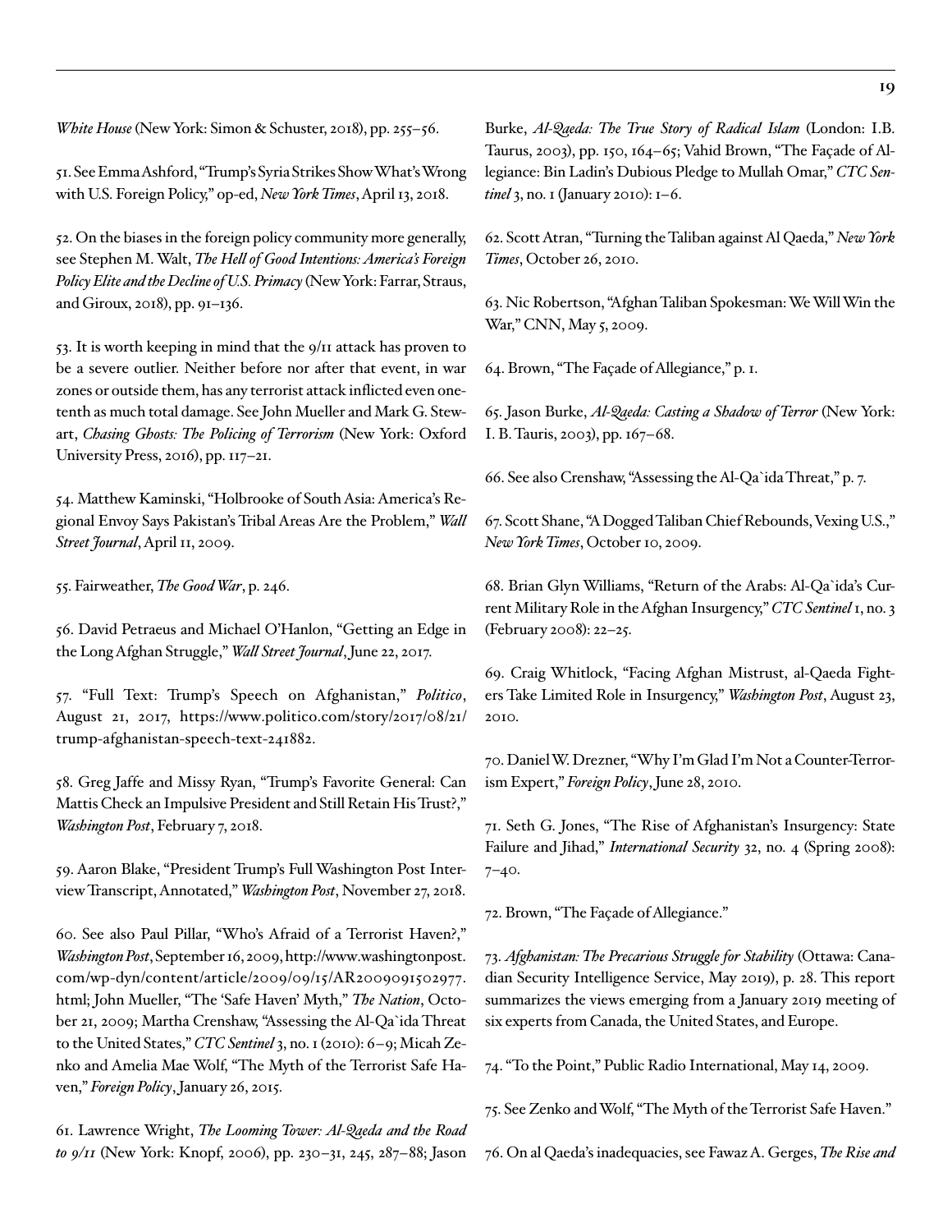*White House* (New York: Simon & Schuster, 2018), pp. 255–56.

51. See Emma Ashford, "Trump's Syria Strikes Show What's Wrong with U.S. Foreign Policy," op-ed, *New York Times*, April 13, 2018.

52. On the biases in the foreign policy community more generally, see Stephen M. Walt, *The Hell of Good Intentions: America's Foreign Policy Elite and the Decline of U.S. Primacy* (New York: Farrar, Straus, and Giroux, 2018), pp. 91–136.

53. It is worth keeping in mind that the 9/11 attack has proven to be a severe outlier. Neither before nor after that event, in war zones or outside them, has any terrorist attack inflicted even one-tenth as much total damage. See John Mueller and Mark G. Stewart, *Chasing Ghosts: The Policing of Terrorism* (New York: Oxford University Press, 2016), pp. 117–21.

54. Matthew Kaminski, "Holbrooke of South Asia: America's Regional Envoy Says Pakistan's Tribal Areas Are the Problem," *Wall Street Journal*, April 11, 2009.

55. Fairweather, *The Good War*, p. 246.

56. David Petraeus and Michael O'Hanlon, "Getting an Edge in the Long Afghan Struggle," *Wall Street Journal*, June 22, 2017.

57. "Full Text: Trump's Speech on Afghanistan," *Politico*, August 21, 2017, https://www.politico.com/story/2017/08/21/trump-afghanistan-speech-text-241882.

58. Greg Jaffe and Missy Ryan, "Trump's Favorite General: Can Mattis Check an Impulsive President and Still Retain His Trust?," *Washington Post*, February 7, 2018.

59. Aaron Blake, "President Trump's Full Washington Post Interview Transcript, Annotated," *Washington Post*, November 27, 2018.

60. See also Paul Pillar, "Who's Afraid of a Terrorist Haven?," *Washington Post*, September 16, 2009, http://www.washingtonpost.com/wp-dyn/content/article/2009/09/15/AR2009091502977.html; John Mueller, "The 'Safe Haven' Myth," *The Nation*, October 21, 2009; Martha Crenshaw, "Assessing the Al-Qa`ida Threat to the United States," *CTC Sentinel* 3, no. 1 (2010): 6–9; Micah Zenko and Amelia Mae Wolf, "The Myth of the Terrorist Safe Haven," *Foreign Policy*, January 26, 2015.

61. Lawrence Wright, *The Looming Tower: Al-Qaeda and the Road to 9/11* (New York: Knopf, 2006), pp. 230–31, 245, 287–88; Jason Burke, *Al-Qaeda: The True Story of Radical Islam* (London: I.B. Taurus, 2003), pp. 150, 164–65; Vahid Brown, "The Façade of Allegiance: Bin Ladin's Dubious Pledge to Mullah Omar," *CTC Sentinel* 3, no. 1 (January 2010): 1–6.

62. Scott Atran, "Turning the Taliban against Al Qaeda," *New York Times*, October 26, 2010.

63. Nic Robertson, "Afghan Taliban Spokesman: We Will Win the War," CNN, May 5, 2009.

64. Brown, "The Façade of Allegiance," p. 1.

65. Jason Burke, *Al-Qaeda: Casting a Shadow of Terror* (New York: I. B. Tauris, 2003), pp. 167–68.

66. See also Crenshaw, "Assessing the Al-Qa`ida Threat," p. 7.

67. Scott Shane, "A Dogged Taliban Chief Rebounds, Vexing U.S.," *New York Times*, October 10, 2009.

68. Brian Glyn Williams, "Return of the Arabs: Al-Qa`ida's Current Military Role in the Afghan Insurgency," *CTC Sentinel* 1, no. 3 (February 2008): 22–25.

69. Craig Whitlock, "Facing Afghan Mistrust, al-Qaeda Fighters Take Limited Role in Insurgency," *Washington Post*, August 23, 2010.

70. Daniel W. Drezner, "Why I'm Glad I'm Not a Counter-Terrorism Expert," *Foreign Policy*, June 28, 2010.

71. Seth G. Jones, "The Rise of Afghanistan's Insurgency: State Failure and Jihad," *International Security* 32, no. 4 (Spring 2008): 7–40.

72. Brown, "The Façade of Allegiance."

73. *Afghanistan: The Precarious Struggle for Stability* (Ottawa: Canadian Security Intelligence Service, May 2019), p. 28. This report summarizes the views emerging from a January 2019 meeting of six experts from Canada, the United States, and Europe.

74. "To the Point," Public Radio International, May 14, 2009.

75. See Zenko and Wolf, "The Myth of the Terrorist Safe Haven."

76. On al Qaeda's inadequacies, see Fawaz A. Gerges, *The Rise and*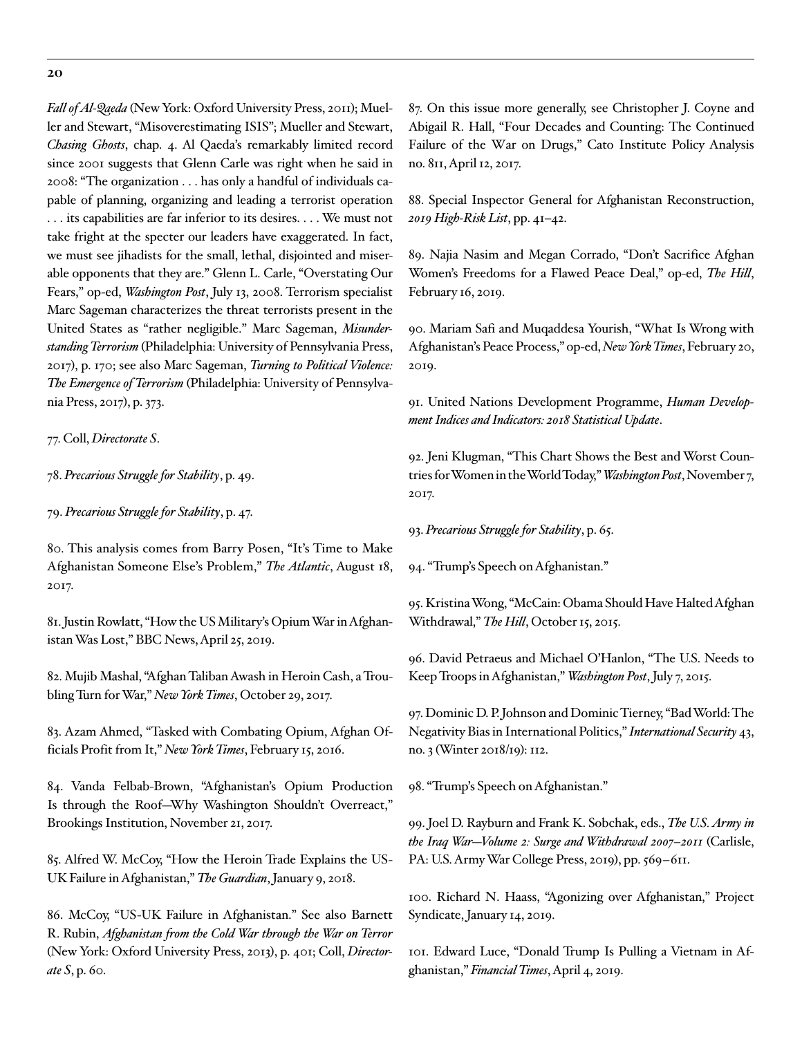*Fall of Al-Qaeda* (New York: Oxford University Press, 2011); Mueller and Stewart, "Misoverestimating ISIS"; Mueller and Stewart, *Chasing Ghosts*, chap. 4. Al Qaeda's remarkably limited record since 2001 suggests that Glenn Carle was right when he said in 2008: "The organization . . . has only a handful of individuals capable of planning, organizing and leading a terrorist operation . . . its capabilities are far inferior to its desires. . . . We must not take fright at the specter our leaders have exaggerated. In fact, we must see jihadists for the small, lethal, disjointed and miserable opponents that they are." Glenn L. Carle, "Overstating Our Fears," op-ed, *Washington Post*, July 13, 2008. Terrorism specialist Marc Sageman characterizes the threat terrorists present in the United States as "rather negligible." Marc Sageman, *Misunderstanding Terrorism* (Philadelphia: University of Pennsylvania Press, 2017), p. 170; see also Marc Sageman, *Turning to Political Violence: The Emergence of Terrorism* (Philadelphia: University of Pennsylvania Press, 2017), p. 373.

77. Coll, *Directorate S*.

78. *Precarious Struggle for Stability*, p. 49.

79. *Precarious Struggle for Stability*, p. 47.

80. This analysis comes from Barry Posen, "It's Time to Make Afghanistan Someone Else's Problem," *The Atlantic*, August 18, 2017.

81. Justin Rowlatt, "How the US Military's Opium War in Afghanistan Was Lost," BBC News, April 25, 2019.

82. Mujib Mashal, "Afghan Taliban Awash in Heroin Cash, a Troubling Turn for War," *New York Times*, October 29, 2017.

83. Azam Ahmed, "Tasked with Combating Opium, Afghan Officials Profit from It," *New York Times*, February 15, 2016.

84. Vanda Felbab-Brown, "Afghanistan's Opium Production Is through the Roof—Why Washington Shouldn't Overreact," Brookings Institution, November 21, 2017.

85. Alfred W. McCoy, "How the Heroin Trade Explains the US-UK Failure in Afghanistan," *The Guardian*, January 9, 2018.

86. McCoy, "US-UK Failure in Afghanistan." See also Barnett R. Rubin, *Afghanistan from the Cold War through the War on Terror* (New York: Oxford University Press, 2013), p. 401; Coll, *Directorate S*, p. 60.

87. On this issue more generally, see Christopher J. Coyne and Abigail R. Hall, "Four Decades and Counting: The Continued Failure of the War on Drugs," Cato Institute Policy Analysis no. 811, April 12, 2017.

88. Special Inspector General for Afghanistan Reconstruction, *2019 High-Risk List*, pp. 41–42.

89. Najia Nasim and Megan Corrado, "Don't Sacrifice Afghan Women's Freedoms for a Flawed Peace Deal," op-ed, *The Hill*, February 16, 2019.

90. Mariam Safi and Muqaddesa Yourish, "What Is Wrong with Afghanistan's Peace Process," op-ed, *New York Times*, February 20, 2019.

91. United Nations Development Programme, *Human Development Indices and Indicators: 2018 Statistical Update*.

92. Jeni Klugman, "This Chart Shows the Best and Worst Countries for Women in the World Today," *Washington Post*, November 7, 2017.

93. *Precarious Struggle for Stability*, p. 65.

94. "Trump's Speech on Afghanistan."

95. Kristina Wong, "McCain: Obama Should Have Halted Afghan Withdrawal," *The Hill*, October 15, 2015.

96. David Petraeus and Michael O'Hanlon, "The U.S. Needs to Keep Troops in Afghanistan," *Washington Post*, July 7, 2015.

97. Dominic D. P. Johnson and Dominic Tierney, "Bad World: The Negativity Bias in International Politics," *International Security* 43, no. 3 (Winter 2018/19): 112.

98. "Trump's Speech on Afghanistan."

99. Joel D. Rayburn and Frank K. Sobchak, eds., *The U.S. Army in the Iraq War—Volume 2: Surge and Withdrawal 2007–2011* (Carlisle, PA: U.S. Army War College Press, 2019), pp. 569–611.

100. Richard N. Haass, "Agonizing over Afghanistan," Project Syndicate, January 14, 2019.

101. Edward Luce, "Donald Trump Is Pulling a Vietnam in Afghanistan," *Financial Times*, April 4, 2019.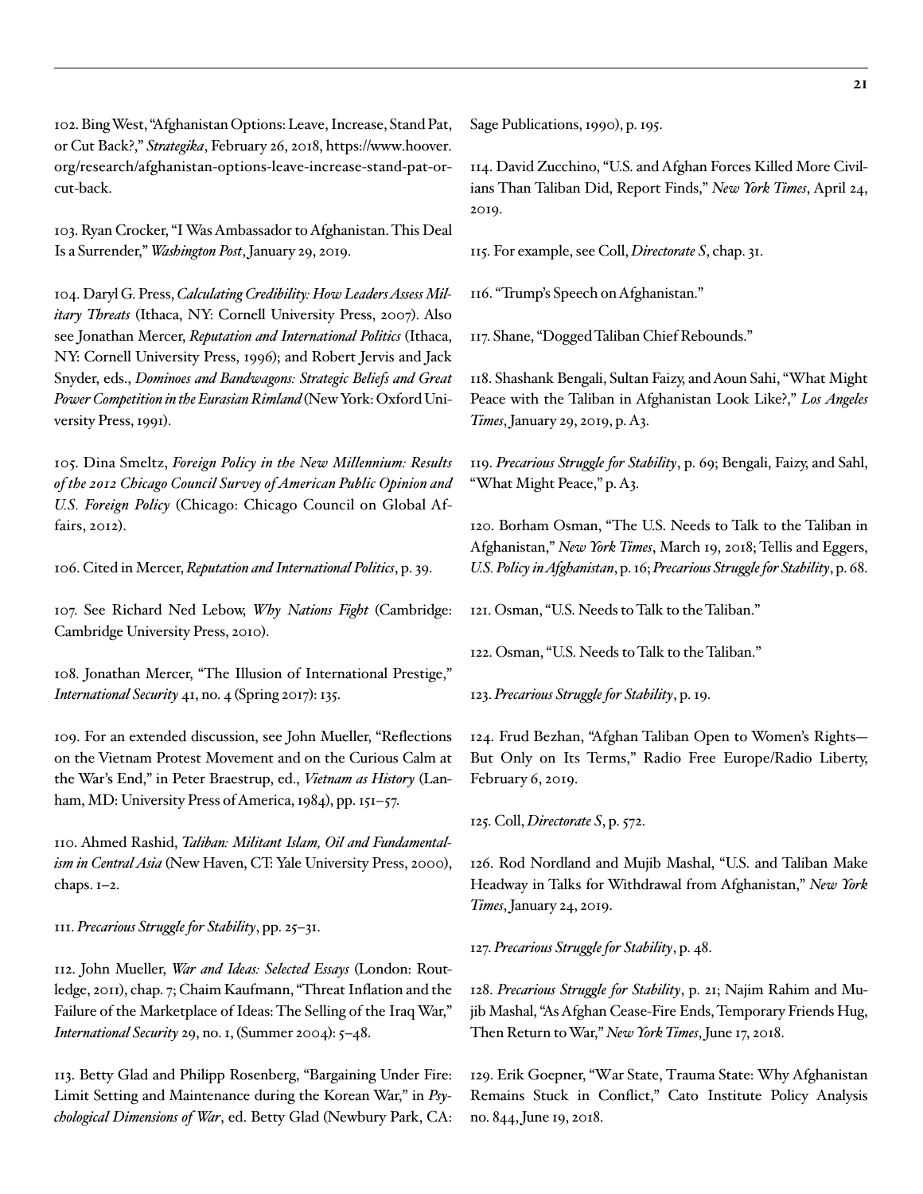102. Bing West, "Afghanistan Options: Leave, Increase, Stand Pat, or Cut Back?," *Strategika*, February 26, 2018, https://www.hoover.org/research/afghanistan-options-leave-increase-stand-pat-or-cut-back.

103. Ryan Crocker, "I Was Ambassador to Afghanistan. This Deal Is a Surrender," *Washington Post*, January 29, 2019.

104. Daryl G. Press, *Calculating Credibility: How Leaders Assess Military Threats* (Ithaca, NY: Cornell University Press, 2007). Also see Jonathan Mercer, *Reputation and International Politics* (Ithaca, NY: Cornell University Press, 1996); and Robert Jervis and Jack Snyder, eds., *Dominoes and Bandwagons: Strategic Beliefs and Great Power Competition in the Eurasian Rimland* (New York: Oxford University Press, 1991).

105. Dina Smeltz, *Foreign Policy in the New Millennium: Results of the 2012 Chicago Council Survey of American Public Opinion and U.S. Foreign Policy* (Chicago: Chicago Council on Global Affairs, 2012).

106. Cited in Mercer, *Reputation and International Politics*, p. 39.

107. See Richard Ned Lebow, *Why Nations Fight* (Cambridge: Cambridge University Press, 2010).

108. Jonathan Mercer, "The Illusion of International Prestige," *International Security* 41, no. 4 (Spring 2017): 135.

109. For an extended discussion, see John Mueller, "Reflections on the Vietnam Protest Movement and on the Curious Calm at the War's End," in Peter Braestrup, ed., *Vietnam as History* (Lanham, MD: University Press of America, 1984), pp. 151–57.

110. Ahmed Rashid, *Taliban: Militant Islam, Oil and Fundamentalism in Central Asia* (New Haven, CT: Yale University Press, 2000), chaps. 1–2.

111. *Precarious Struggle for Stability*, pp. 25–31.

112. John Mueller, *War and Ideas: Selected Essays* (London: Routledge, 2011), chap. 7; Chaim Kaufmann, "Threat Inflation and the Failure of the Marketplace of Ideas: The Selling of the Iraq War," *International Security* 29, no. 1, (Summer 2004): 5–48.

113. Betty Glad and Philipp Rosenberg, "Bargaining Under Fire: Limit Setting and Maintenance during the Korean War," in *Psychological Dimensions of War*, ed. Betty Glad (Newbury Park, CA: Sage Publications, 1990), p. 195.

114. David Zucchino, "U.S. and Afghan Forces Killed More Civilians Than Taliban Did, Report Finds," *New York Times*, April 24, 2019.

115. For example, see Coll, *Directorate S*, chap. 31.

116. "Trump's Speech on Afghanistan."

117. Shane, "Dogged Taliban Chief Rebounds."

118. Shashank Bengali, Sultan Faizy, and Aoun Sahi, "What Might Peace with the Taliban in Afghanistan Look Like?," *Los Angeles Times*, January 29, 2019, p. A3.

119. *Precarious Struggle for Stability*, p. 69; Bengali, Faizy, and Sahl, "What Might Peace," p. A3.

120. Borham Osman, "The U.S. Needs to Talk to the Taliban in Afghanistan," *New York Times*, March 19, 2018; Tellis and Eggers, *U.S. Policy in Afghanistan*, p. 16; *Precarious Struggle for Stability*, p. 68.

121. Osman, "U.S. Needs to Talk to the Taliban."

122. Osman, "U.S. Needs to Talk to the Taliban."

123. *Precarious Struggle for Stability*, p. 19.

124. Frud Bezhan, "Afghan Taliban Open to Women's Rights—But Only on Its Terms," Radio Free Europe/Radio Liberty, February 6, 2019.

125. Coll, *Directorate S*, p. 572.

126. Rod Nordland and Mujib Mashal, "U.S. and Taliban Make Headway in Talks for Withdrawal from Afghanistan," *New York Times*, January 24, 2019.

127. *Precarious Struggle for Stability*, p. 48.

128. *Precarious Struggle for Stability*, p. 21; Najim Rahim and Mujib Mashal, "As Afghan Cease-Fire Ends, Temporary Friends Hug, Then Return to War," *New York Times*, June 17, 2018.

129. Erik Goepner, "War State, Trauma State: Why Afghanistan Remains Stuck in Conflict," Cato Institute Policy Analysis no. 844, June 19, 2018.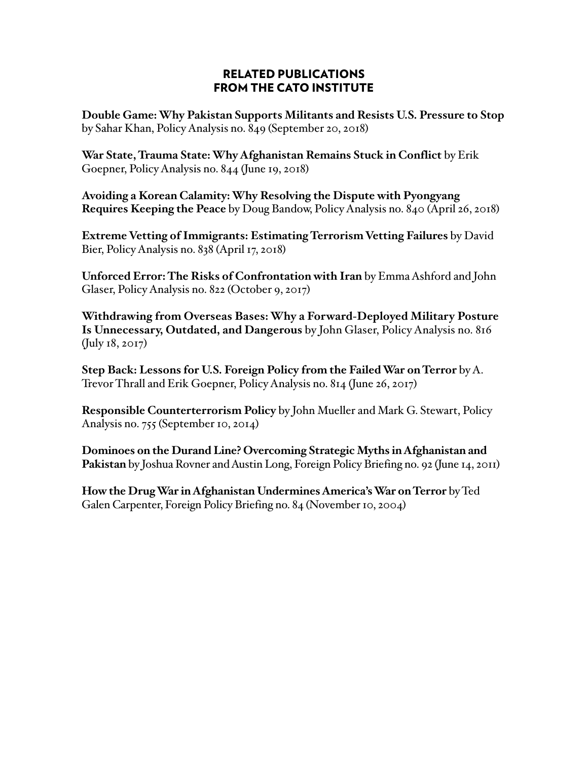## RELATED PUBLICATIONS FROM THE CATO INSTITUTE

**Double Game: Why Pakistan Supports Militants and Resists U.S. Pressure to Stop** by Sahar Khan, Policy Analysis no. 849 (September 20, 2018)

**War State, Trauma State: Why Afghanistan Remains Stuck in Conflict** by Erik Goepner, Policy Analysis no. 844 (June 19, 2018)

**Avoiding a Korean Calamity: Why Resolving the Dispute with Pyongyang Requires Keeping the Peace** by Doug Bandow, Policy Analysis no. 840 (April 26, 2018)

**Extreme Vetting of Immigrants: Estimating Terrorism Vetting Failures** by David Bier, Policy Analysis no. 838 (April 17, 2018)

**Unforced Error: The Risks of Confrontation with Iran** by Emma Ashford and John Glaser, Policy Analysis no. 822 (October 9, 2017)

**Withdrawing from Overseas Bases: Why a Forward-Deployed Military Posture Is Unnecessary, Outdated, and Dangerous** by John Glaser, Policy Analysis no. 816 (July 18, 2017)

**Step Back: Lessons for U.S. Foreign Policy from the Failed War on Terror** by A. Trevor Thrall and Erik Goepner, Policy Analysis no. 814 (June 26, 2017)

**Responsible Counterterrorism Policy** by John Mueller and Mark G. Stewart, Policy Analysis no. 755 (September 10, 2014)

**Dominoes on the Durand Line? Overcoming Strategic Myths in Afghanistan and Pakistan** by Joshua Rovner and Austin Long, Foreign Policy Briefing no. 92 (June 14, 2011)

**How the Drug War in Afghanistan Undermines America's War on Terror** by Ted Galen Carpenter, Foreign Policy Briefing no. 84 (November 10, 2004)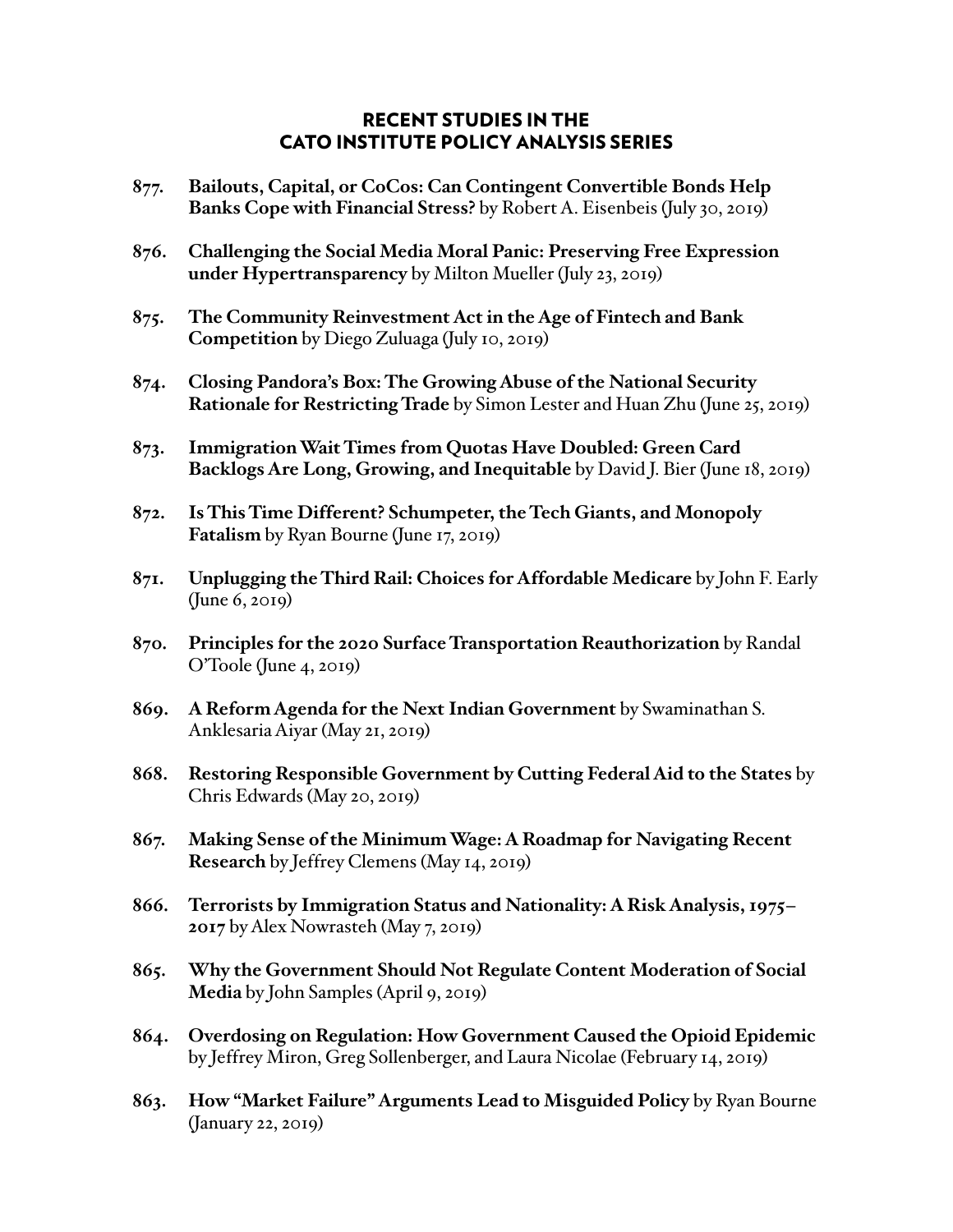## RECENT STUDIES IN THE CATO INSTITUTE POLICY ANALYSIS SERIES

**877. Bailouts, Capital, or CoCos: Can Contingent Convertible Bonds Help Banks Cope with Financial Stress?** by Robert A. Eisenbeis (July 30, 2019)

**876. Challenging the Social Media Moral Panic: Preserving Free Expression under Hypertransparency** by Milton Mueller (July 23, 2019)

**875. The Community Reinvestment Act in the Age of Fintech and Bank Competition** by Diego Zuluaga (July 10, 2019)

**874. Closing Pandora's Box: The Growing Abuse of the National Security Rationale for Restricting Trade** by Simon Lester and Huan Zhu (June 25, 2019)

**873. Immigration Wait Times from Quotas Have Doubled: Green Card Backlogs Are Long, Growing, and Inequitable** by David J. Bier (June 18, 2019)

**872. Is This Time Different? Schumpeter, the Tech Giants, and Monopoly Fatalism** by Ryan Bourne (June 17, 2019)

**871. Unplugging the Third Rail: Choices for Affordable Medicare** by John F. Early (June 6, 2019)

**870. Principles for the 2020 Surface Transportation Reauthorization** by Randal O'Toole (June 4, 2019)

**869. A Reform Agenda for the Next Indian Government** by Swaminathan S. Anklesaria Aiyar (May 21, 2019)

**868. Restoring Responsible Government by Cutting Federal Aid to the States** by Chris Edwards (May 20, 2019)

**867. Making Sense of the Minimum Wage: A Roadmap for Navigating Recent Research** by Jeffrey Clemens (May 14, 2019)

**866. Terrorists by Immigration Status and Nationality: A Risk Analysis, 1975–2017** by Alex Nowrasteh (May 7, 2019)

**865. Why the Government Should Not Regulate Content Moderation of Social Media** by John Samples (April 9, 2019)

**864. Overdosing on Regulation: How Government Caused the Opioid Epidemic** by Jeffrey Miron, Greg Sollenberger, and Laura Nicolae (February 14, 2019)

**863. How "Market Failure" Arguments Lead to Misguided Policy** by Ryan Bourne (January 22, 2019)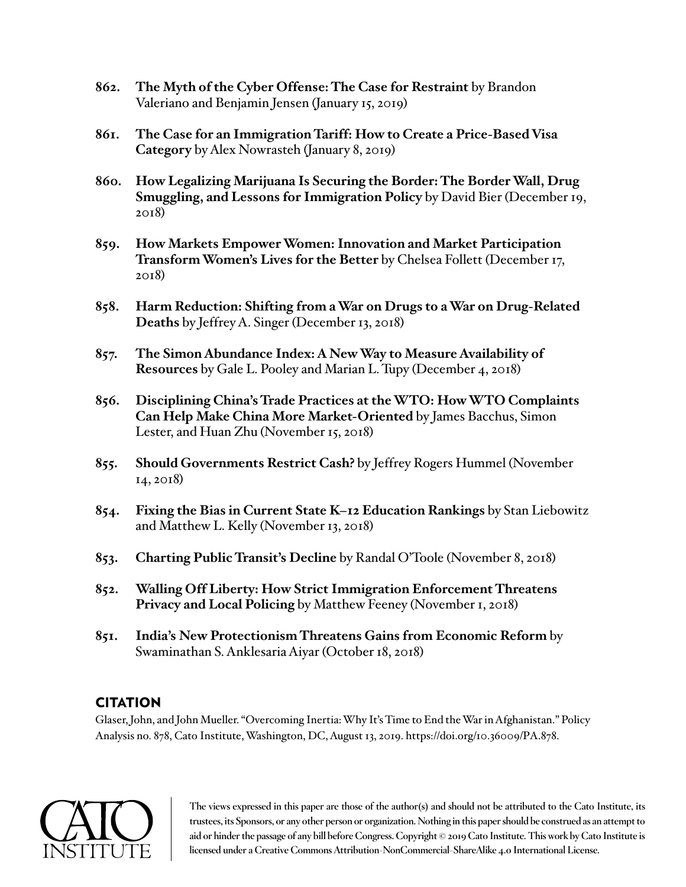862. **The Myth of the Cyber Offense: The Case for Restraint** by Brandon Valeriano and Benjamin Jensen (January 15, 2019)

861. **The Case for an Immigration Tariff: How to Create a Price-Based Visa Category** by Alex Nowrasteh (January 8, 2019)

860. **How Legalizing Marijuana Is Securing the Border: The Border Wall, Drug Smuggling, and Lessons for Immigration Policy** by David Bier (December 19, 2018)

859. **How Markets Empower Women: Innovation and Market Participation Transform Women's Lives for the Better** by Chelsea Follett (December 17, 2018)

858. **Harm Reduction: Shifting from a War on Drugs to a War on Drug-Related Deaths** by Jeffrey A. Singer (December 13, 2018)

857. **The Simon Abundance Index: A New Way to Measure Availability of Resources** by Gale L. Pooley and Marian L. Tupy (December 4, 2018)

856. **Disciplining China's Trade Practices at the WTO: How WTO Complaints Can Help Make China More Market-Oriented** by James Bacchus, Simon Lester, and Huan Zhu (November 15, 2018)

855. **Should Governments Restrict Cash?** by Jeffrey Rogers Hummel (November 14, 2018)

854. **Fixing the Bias in Current State K–12 Education Rankings** by Stan Liebowitz and Matthew L. Kelly (November 13, 2018)

853. **Charting Public Transit's Decline** by Randal O'Toole (November 8, 2018)

852. **Walling Off Liberty: How Strict Immigration Enforcement Threatens Privacy and Local Policing** by Matthew Feeney (November 1, 2018)

851. **India's New Protectionism Threatens Gains from Economic Reform** by Swaminathan S. Anklesaria Aiyar (October 18, 2018)

## CITATION

Glaser, John, and John Mueller. "Overcoming Inertia: Why It's Time to End the War in Afghanistan." Policy Analysis no. 878, Cato Institute, Washington, DC, August 13, 2019. https://doi.org/10.36009/PA.878.

CATO INSTITUTE

The views expressed in this paper are those of the author(s) and should not be attributed to the Cato Institute, its trustees, its Sponsors, or any other person or organization. Nothing in this paper should be construed as an attempt to aid or hinder the passage of any bill before Congress. Copyright © 2019 Cato Institute. This work by Cato Institute is licensed under a Creative Commons Attribution-NonCommercial-ShareAlike 4.0 International License.